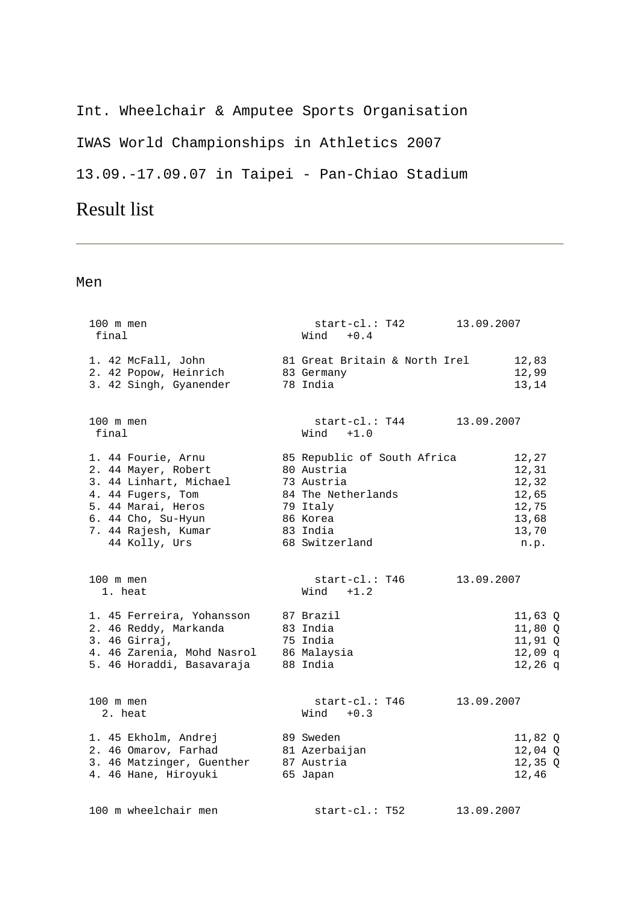Int. Wheelchair & Amputee Sports Organisation

IWAS World Championships in Athletics 2007

13.09.-17.09.07 in Taipei - Pan-Chiao Stadium

# Result list

---

## Men

```
 100 m men                         start-cl.: T42       13.09.2007
  final                          Wind   +0.4

 1. 42 McFall, John          81 Great Britain & North Irel       12,83
 2. 42 Popow, Heinrich       83 Germany                          12,99
 3. 42 Singh, Gyanender      78 India                            13,14


 100 m men                         start-cl.: T44       13.09.2007
  final                          Wind   +1.0

 1. 44 Fourie, Arnu          85 Republic of South Africa        12,27
 2. 44 Mayer, Robert         80 Austria                          12,31
 3. 44 Linhart, Michael      73 Austria                          12,32
 4. 44 Fugers, Tom           84 The Netherlands                  12,65
 5. 44 Marai, Heros          79 Italy                            12,75
 6. 44 Cho, Su-Hyun          86 Korea                            13,68
 7. 44 Rajesh, Kumar         83 India                            13,70
    44 Kolly, Urs            68 Switzerland                       n.p.


 100 m men                         start-cl.: T46       13.09.2007
   1. heat                       Wind   +1.2

 1. 45 Ferreira, Yohansson   87 Brazil                           11,63 Q
 2. 46 Reddy, Markanda       83 India                            11,80 Q
 3. 46 Girraj,               75 India                            11,91 Q
 4. 46 Zarenia, Mohd Nasrol  86 Malaysia                         12,09 q
 5. 46 Horaddi, Basavaraja   88 India                            12,26 q


 100 m men                         start-cl.: T46       13.09.2007
   2. heat                       Wind   +0.3

 1. 45 Ekholm, Andrej        89 Sweden                           11,82 Q
 2. 46 Omarov, Farhad        81 Azerbaijan                       12,04 Q
 3. 46 Matzinger, Guenther   87 Austria                          12,35 Q
 4. 46 Hane, Hiroyuki        65 Japan                            12,46


 100 m wheelchair men              start-cl.: T52       13.09.2007
```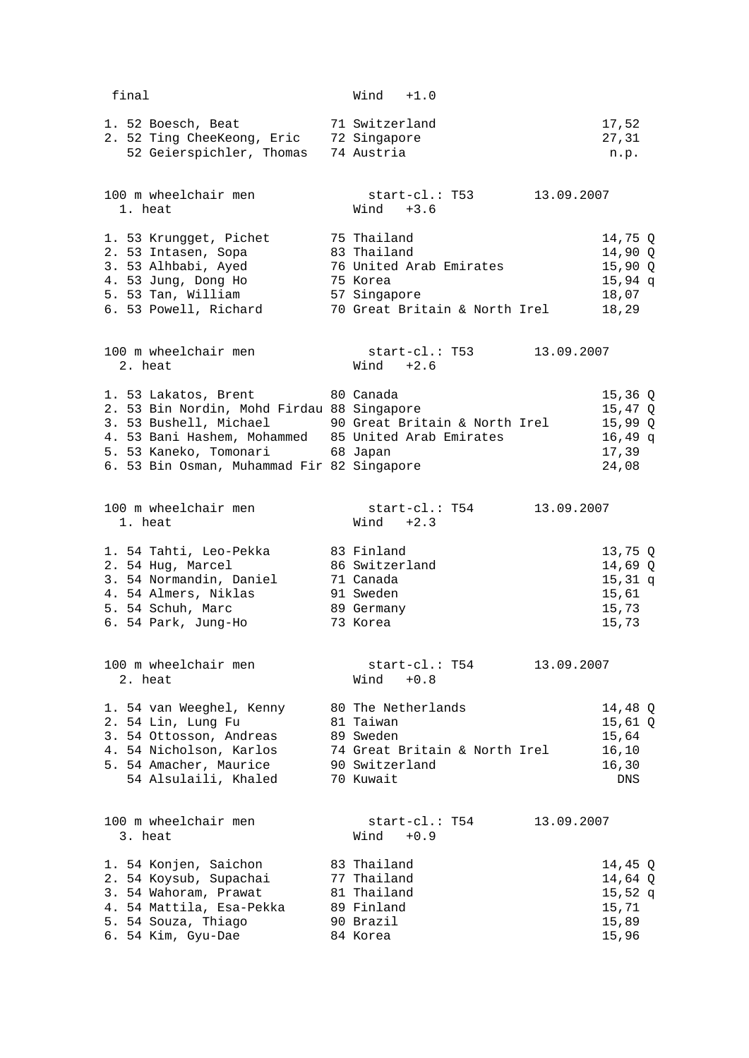final Wind +1.0

| Rank | Class | Name | YOB | Country | Result |
|---|---|---|---|---|---|
| 1. | 52 | Boesch, Beat | 71 | Switzerland | 17,52 |
| 2. | 52 | Ting CheeKeong, Eric | 72 | Singapore | 27,31 |
| | 52 | Geierspichler, Thomas | 74 | Austria | n.p. |

## 100 m wheelchair men — start-cl.: T53 — 13.09.2007

1. heat — Wind +3.6

| Rank | Class | Name | YOB | Country | Result | |
|---|---|---|---|---|---|---|
| 1. | 53 | Krungget, Pichet | 75 | Thailand | 14,75 | Q |
| 2. | 53 | Intasen, Sopa | 83 | Thailand | 14,90 | Q |
| 3. | 53 | Alhbabi, Ayed | 76 | United Arab Emirates | 15,90 | Q |
| 4. | 53 | Jung, Dong Ho | 75 | Korea | 15,94 | q |
| 5. | 53 | Tan, William | 57 | Singapore | 18,07 | |
| 6. | 53 | Powell, Richard | 70 | Great Britain & North Irel | 18,29 | |

## 100 m wheelchair men — start-cl.: T53 — 13.09.2007

2. heat — Wind +2.6

| Rank | Class | Name | YOB | Country | Result | |
|---|---|---|---|---|---|---|
| 1. | 53 | Lakatos, Brent | 80 | Canada | 15,36 | Q |
| 2. | 53 | Bin Nordin, Mohd Firdau | 88 | Singapore | 15,47 | Q |
| 3. | 53 | Bushell, Michael | 90 | Great Britain & North Irel | 15,99 | Q |
| 4. | 53 | Bani Hashem, Mohammed | 85 | United Arab Emirates | 16,49 | q |
| 5. | 53 | Kaneko, Tomonari | 68 | Japan | 17,39 | |
| 6. | 53 | Bin Osman, Muhammad Fir | 82 | Singapore | 24,08 | |

## 100 m wheelchair men — start-cl.: T54 — 13.09.2007

1. heat — Wind +2.3

| Rank | Class | Name | YOB | Country | Result | |
|---|---|---|---|---|---|---|
| 1. | 54 | Tahti, Leo-Pekka | 83 | Finland | 13,75 | Q |
| 2. | 54 | Hug, Marcel | 86 | Switzerland | 14,69 | Q |
| 3. | 54 | Normandin, Daniel | 71 | Canada | 15,31 | q |
| 4. | 54 | Almers, Niklas | 91 | Sweden | 15,61 | |
| 5. | 54 | Schuh, Marc | 89 | Germany | 15,73 | |
| 6. | 54 | Park, Jung-Ho | 73 | Korea | 15,73 | |

## 100 m wheelchair men — start-cl.: T54 — 13.09.2007

2. heat — Wind +0.8

| Rank | Class | Name | YOB | Country | Result | |
|---|---|---|---|---|---|---|
| 1. | 54 | van Weeghel, Kenny | 80 | The Netherlands | 14,48 | Q |
| 2. | 54 | Lin, Lung Fu | 81 | Taiwan | 15,61 | Q |
| 3. | 54 | Ottosson, Andreas | 89 | Sweden | 15,64 | |
| 4. | 54 | Nicholson, Karlos | 74 | Great Britain & North Irel | 16,10 | |
| 5. | 54 | Amacher, Maurice | 90 | Switzerland | 16,30 | |
| | 54 | Alsulaili, Khaled | 70 | Kuwait | DNS | |

## 100 m wheelchair men — start-cl.: T54 — 13.09.2007

3. heat — Wind +0.9

| Rank | Class | Name | YOB | Country | Result | |
|---|---|---|---|---|---|---|
| 1. | 54 | Konjen, Saichon | 83 | Thailand | 14,45 | Q |
| 2. | 54 | Koysub, Supachai | 77 | Thailand | 14,64 | Q |
| 3. | 54 | Wahoram, Prawat | 81 | Thailand | 15,52 | q |
| 4. | 54 | Mattila, Esa-Pekka | 89 | Finland | 15,71 | |
| 5. | 54 | Souza, Thiago | 90 | Brazil | 15,89 | |
| 6. | 54 | Kim, Gyu-Dae | 84 | Korea | 15,96 | |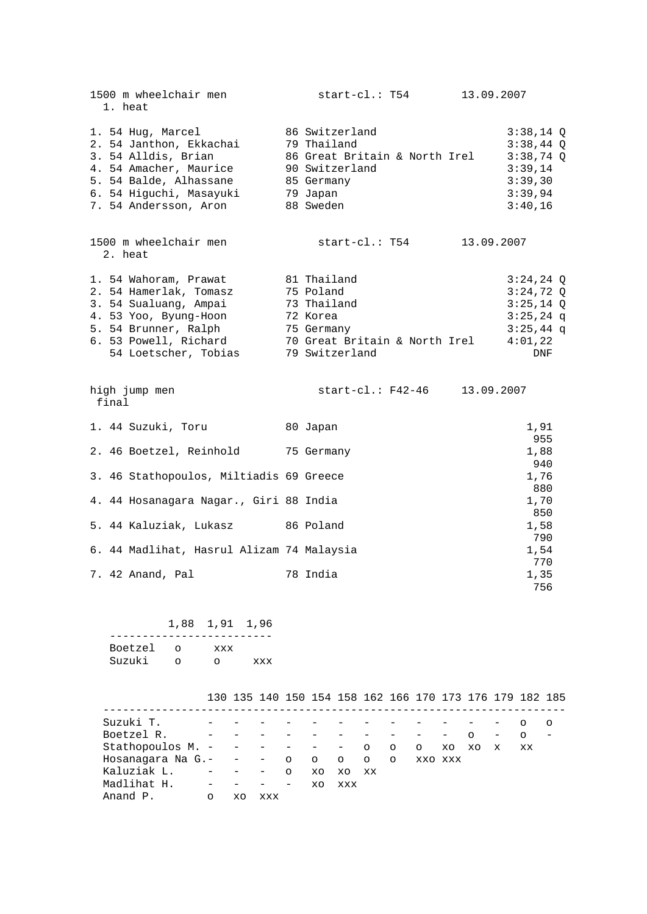## 1500 m wheelchair men — start-cl.: T54 — 13.09.2007

1. heat

| Rank | Class | Name | Year | Country | Result |
|---|---|---|---|---|---|
| 1. | 54 | Hug, Marcel | 86 | Switzerland | 3:38,14 Q |
| 2. | 54 | Janthon, Ekkachai | 79 | Thailand | 3:38,44 Q |
| 3. | 54 | Alldis, Brian | 86 | Great Britain & North Irel | 3:38,74 Q |
| 4. | 54 | Amacher, Maurice | 90 | Switzerland | 3:39,14 |
| 5. | 54 | Balde, Alhassane | 85 | Germany | 3:39,30 |
| 6. | 54 | Higuchi, Masayuki | 79 | Japan | 3:39,94 |
| 7. | 54 | Andersson, Aron | 88 | Sweden | 3:40,16 |

## 1500 m wheelchair men — start-cl.: T54 — 13.09.2007

2. heat

| Rank | Class | Name | Year | Country | Result |
|---|---|---|---|---|---|
| 1. | 54 | Wahoram, Prawat | 81 | Thailand | 3:24,24 Q |
| 2. | 54 | Hamerlak, Tomasz | 75 | Poland | 3:24,72 Q |
| 3. | 54 | Sualuang, Ampai | 73 | Thailand | 3:25,14 Q |
| 4. | 53 | Yoo, Byung-Hoon | 72 | Korea | 3:25,24 q |
| 5. | 54 | Brunner, Ralph | 75 | Germany | 3:25,44 q |
| 6. | 53 | Powell, Richard | 70 | Great Britain & North Irel | 4:01,22 |
|  | 54 | Loetscher, Tobias | 79 | Switzerland | DNF |

## high jump men — start-cl.: F42-46 — 13.09.2007

final

| Rank | Class | Name | Year | Country | Result | Points |
|---|---|---|---|---|---|---|
| 1. | 44 | Suzuki, Toru | 80 | Japan | 1,91 | 955 |
| 2. | 46 | Boetzel, Reinhold | 75 | Germany | 1,88 | 940 |
| 3. | 46 | Stathopoulos, Miltiadis | 69 | Greece | 1,76 | 880 |
| 4. | 44 | Hosanagara Nagar., Giri | 88 | India | 1,70 | 850 |
| 5. | 44 | Kaluziak, Lukasz | 86 | Poland | 1,58 | 790 |
| 6. | 44 | Madlihat, Hasrul Alizam | 74 | Malaysia | 1,54 | 770 |
| 7. | 42 | Anand, Pal | 78 | India | 1,35 | 756 |

|  | 1,88 | 1,91 | 1,96 |
|---|---|---|---|
| Boetzel | o | xxx |  |
| Suzuki | o | o | xxx |

|  | 130 | 135 | 140 | 150 | 154 | 158 | 162 | 166 | 170 | 173 | 176 | 179 | 182 | 185 |
|---|---|---|---|---|---|---|---|---|---|---|---|---|---|---|
| Suzuki T. | - | - | - | - | - | - | - | - | - | - | - | - | o | o |
| Boetzel R. | - | - | - | - | - | - | - | - | - | - | o | - | o | - |
| Stathopoulos M. | - | - | - | - | - | - | o | o | o | xo | xo | x | xx |  |
| Hosanagara Na G. | - | - | - | o | o | o | o | o | xxo | xxx |  |  |  |  |
| Kaluziak L. | - | - | - | o | xo | xo | xx |  |  |  |  |  |  |  |
| Madlihat H. | - | - | - | - | xo | xxx |  |  |  |  |  |  |  |  |
| Anand P. | o | xo | xxx |  |  |  |  |  |  |  |  |  |  |  |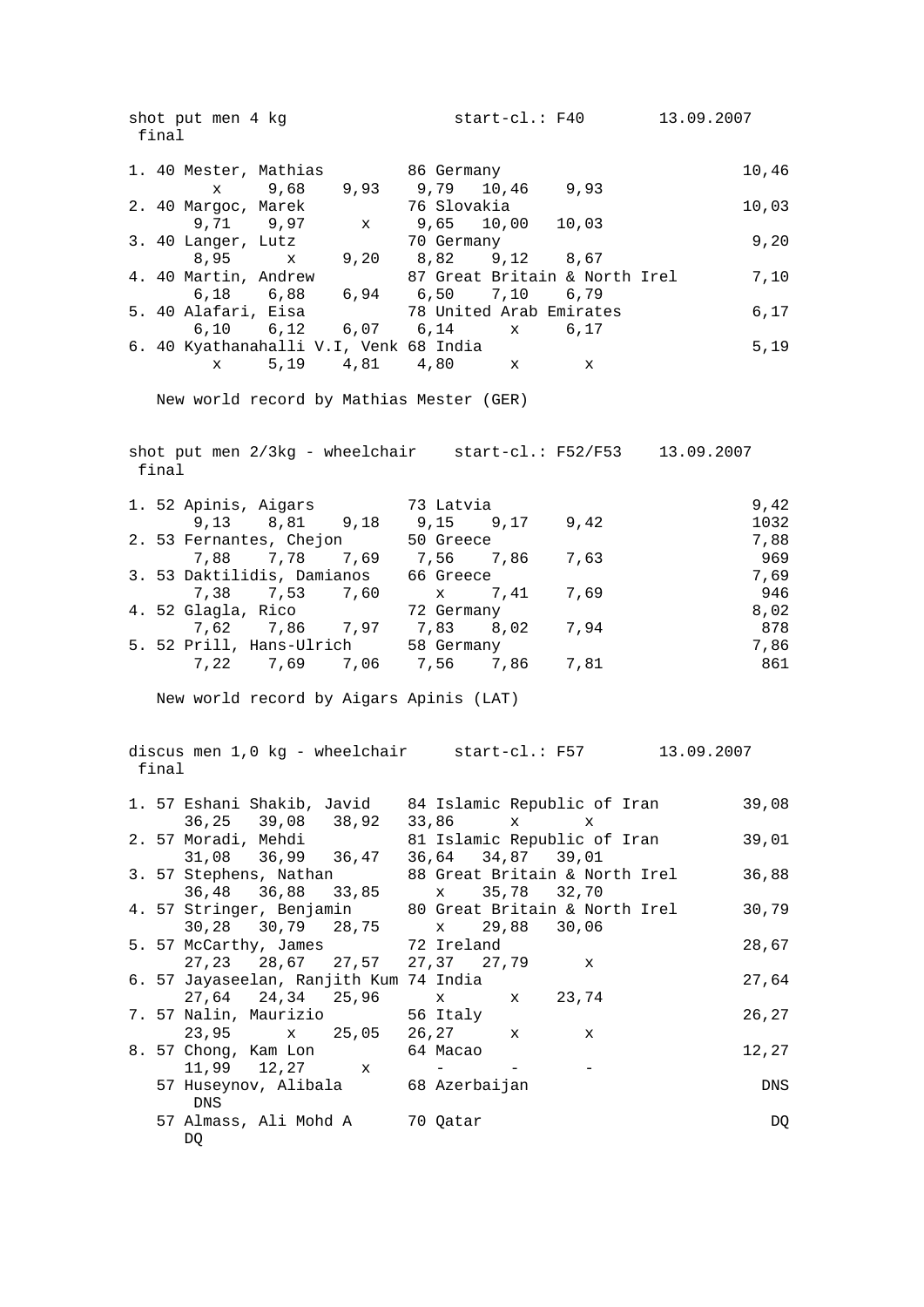## shot put men 4 kg — start-cl.: F40 — 13.09.2007

final

| Rank | Class | Name | YOB | Country | Result |
|---|---|---|---|---|---|
| 1. | 40 | Mester, Mathias | 86 | Germany | 10,46 |
| | | x 9,68 9,93 9,79 10,46 9,93 | | | |
| 2. | 40 | Margoc, Marek | 76 | Slovakia | 10,03 |
| | | 9,71 9,97 x 9,65 10,00 10,03 | | | |
| 3. | 40 | Langer, Lutz | 70 | Germany | 9,20 |
| | | 8,95 x 9,20 8,82 9,12 8,67 | | | |
| 4. | 40 | Martin, Andrew | 87 | Great Britain & North Irel | 7,10 |
| | | 6,18 6,88 6,94 6,50 7,10 6,79 | | | |
| 5. | 40 | Alafari, Eisa | 78 | United Arab Emirates | 6,17 |
| | | 6,10 6,12 6,07 6,14 x 6,17 | | | |
| 6. | 40 | Kyathanahalli V.I, Venk | 68 | India | 5,19 |
| | | x 5,19 4,81 4,80 x x | | | |

New world record by Mathias Mester (GER)

## shot put men 2/3kg - wheelchair — start-cl.: F52/F53 — 13.09.2007

final

| Rank | Class | Name | YOB | Country | Result | Points |
|---|---|---|---|---|---|---|
| 1. | 52 | Apinis, Aigars | 73 | Latvia | 9,42 | 1032 |
| | | 9,13 8,81 9,18 9,15 9,17 9,42 | | | | |
| 2. | 53 | Fernantes, Chejon | 50 | Greece | 7,88 | 969 |
| | | 7,88 7,78 7,69 7,56 7,86 7,63 | | | | |
| 3. | 53 | Daktilidis, Damianos | 66 | Greece | 7,69 | 946 |
| | | 7,38 7,53 7,60 x 7,41 7,69 | | | | |
| 4. | 52 | Glagla, Rico | 72 | Germany | 8,02 | 878 |
| | | 7,62 7,86 7,97 7,83 8,02 7,94 | | | | |
| 5. | 52 | Prill, Hans-Ulrich | 58 | Germany | 7,86 | 861 |
| | | 7,22 7,69 7,06 7,56 7,86 7,81 | | | | |

New world record by Aigars Apinis (LAT)

## discus men 1,0 kg - wheelchair — start-cl.: F57 — 13.09.2007

final

| Rank | Class | Name | YOB | Country | Result |
|---|---|---|---|---|---|
| 1. | 57 | Eshani Shakib, Javid | 84 | Islamic Republic of Iran | 39,08 |
| | | 36,25 39,08 38,92 33,86 x x | | | |
| 2. | 57 | Moradi, Mehdi | 81 | Islamic Republic of Iran | 39,01 |
| | | 31,08 36,99 36,47 36,64 34,87 39,01 | | | |
| 3. | 57 | Stephens, Nathan | 88 | Great Britain & North Irel | 36,88 |
| | | 36,48 36,88 33,85 x 35,78 32,70 | | | |
| 4. | 57 | Stringer, Benjamin | 80 | Great Britain & North Irel | 30,79 |
| | | 30,28 30,79 28,75 x 29,88 30,06 | | | |
| 5. | 57 | McCarthy, James | 72 | Ireland | 28,67 |
| | | 27,23 28,67 27,57 27,37 27,79 x | | | |
| 6. | 57 | Jayaseelan, Ranjith Kum | 74 | India | 27,64 |
| | | 27,64 24,34 25,96 x x 23,74 | | | |
| 7. | 57 | Nalin, Maurizio | 56 | Italy | 26,27 |
| | | 23,95 x 25,05 26,27 x x | | | |
| 8. | 57 | Chong, Kam Lon | 64 | Macao | 12,27 |
| | | 11,99 12,27 x - - - | | | |
| | 57 | Huseynov, Alibala | 68 | Azerbaijan | DNS |
| | | DNS | | | |
| | 57 | Almass, Ali Mohd A | 70 | Qatar | DQ |
| | | DQ | | | |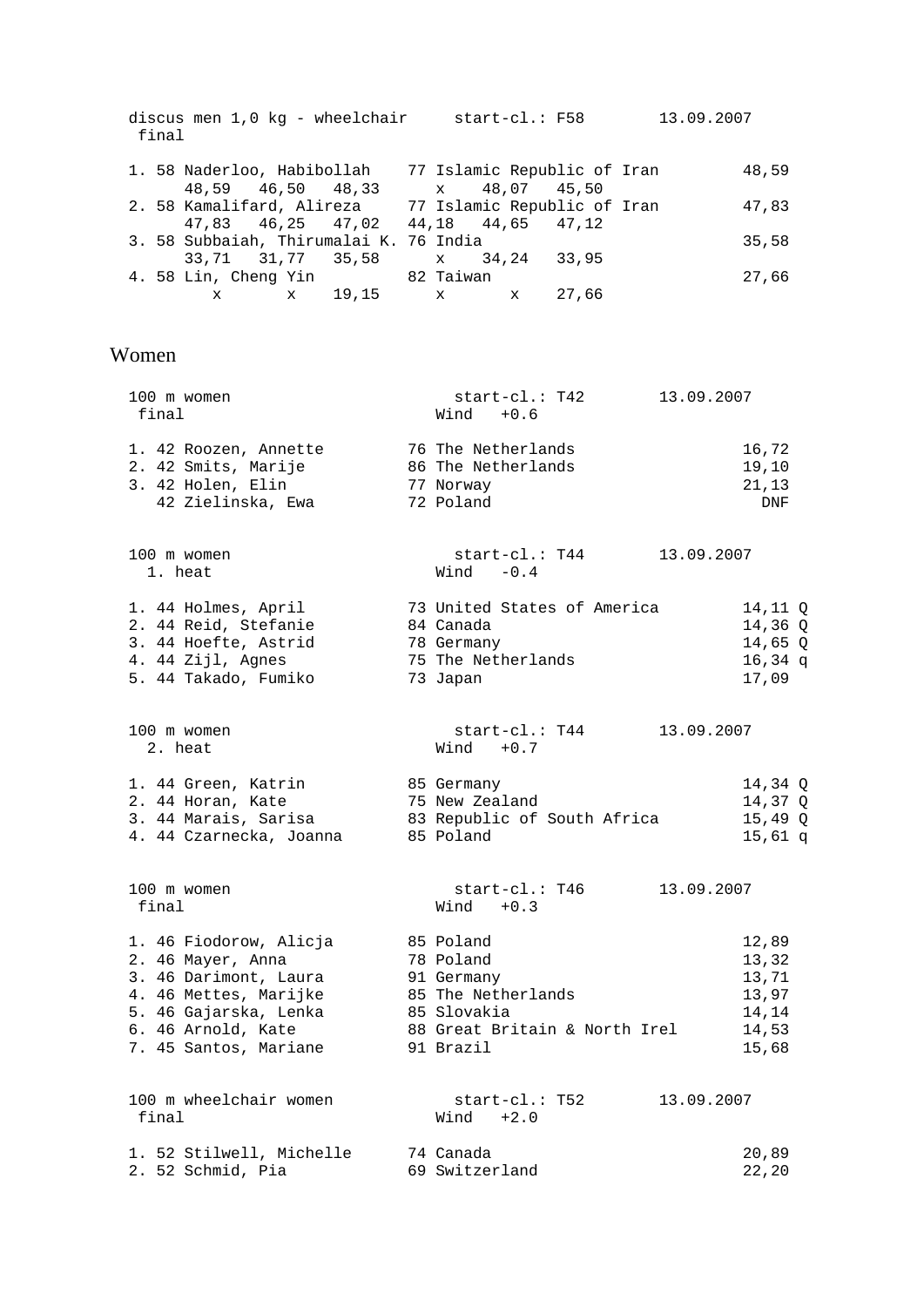discus men 1,0 kg - wheelchair — start-cl.: F58 — 13.09.2007
final

| Place | Class | Name | Year | Country | Result |
|---|---|---|---|---|---|
| 1. | 58 | Naderloo, Habibollah | 77 | Islamic Republic of Iran | 48,59 |
| | | 48,59 46,50 48,33 x 48,07 45,50 | | | |
| 2. | 58 | Kamalifard, Alireza | 77 | Islamic Republic of Iran | 47,83 |
| | | 47,83 46,25 47,02 44,18 44,65 47,12 | | | |
| 3. | 58 | Subbaiah, Thirumalai K. | 76 | India | 35,58 |
| | | 33,71 31,77 35,58 x 34,24 33,95 | | | |
| 4. | 58 | Lin, Cheng Yin | 82 | Taiwan | 27,66 |
| | | x x 19,15 x x 27,66 | | | |

# Women

100 m women — start-cl.: T42 — 13.09.2007
final — Wind +0.6

| Place | Class | Name | Year | Country | Result |
|---|---|---|---|---|---|
| 1. | 42 | Roozen, Annette | 76 | The Netherlands | 16,72 |
| 2. | 42 | Smits, Marije | 86 | The Netherlands | 19,10 |
| 3. | 42 | Holen, Elin | 77 | Norway | 21,13 |
| | 42 | Zielinska, Ewa | 72 | Poland | DNF |

100 m women — start-cl.: T44 — 13.09.2007
1. heat — Wind -0.4

| Place | Class | Name | Year | Country | Result |
|---|---|---|---|---|---|
| 1. | 44 | Holmes, April | 73 | United States of America | 14,11 Q |
| 2. | 44 | Reid, Stefanie | 84 | Canada | 14,36 Q |
| 3. | 44 | Hoefte, Astrid | 78 | Germany | 14,65 Q |
| 4. | 44 | Zijl, Agnes | 75 | The Netherlands | 16,34 q |
| 5. | 44 | Takado, Fumiko | 73 | Japan | 17,09 |

100 m women — start-cl.: T44 — 13.09.2007
2. heat — Wind +0.7

| Place | Class | Name | Year | Country | Result |
|---|---|---|---|---|---|
| 1. | 44 | Green, Katrin | 85 | Germany | 14,34 Q |
| 2. | 44 | Horan, Kate | 75 | New Zealand | 14,37 Q |
| 3. | 44 | Marais, Sarisa | 83 | Republic of South Africa | 15,49 Q |
| 4. | 44 | Czarnecka, Joanna | 85 | Poland | 15,61 q |

100 m women — start-cl.: T46 — 13.09.2007
final — Wind +0.3

| Place | Class | Name | Year | Country | Result |
|---|---|---|---|---|---|
| 1. | 46 | Fiodorow, Alicja | 85 | Poland | 12,89 |
| 2. | 46 | Mayer, Anna | 78 | Poland | 13,32 |
| 3. | 46 | Darimont, Laura | 91 | Germany | 13,71 |
| 4. | 46 | Mettes, Marijke | 85 | The Netherlands | 13,97 |
| 5. | 46 | Gajarska, Lenka | 85 | Slovakia | 14,14 |
| 6. | 46 | Arnold, Kate | 88 | Great Britain & North Irel | 14,53 |
| 7. | 45 | Santos, Mariane | 91 | Brazil | 15,68 |

100 m wheelchair women — start-cl.: T52 — 13.09.2007
final — Wind +2.0

| Place | Class | Name | Year | Country | Result |
|---|---|---|---|---|---|
| 1. | 52 | Stilwell, Michelle | 74 | Canada | 20,89 |
| 2. | 52 | Schmid, Pia | 69 | Switzerland | 22,20 |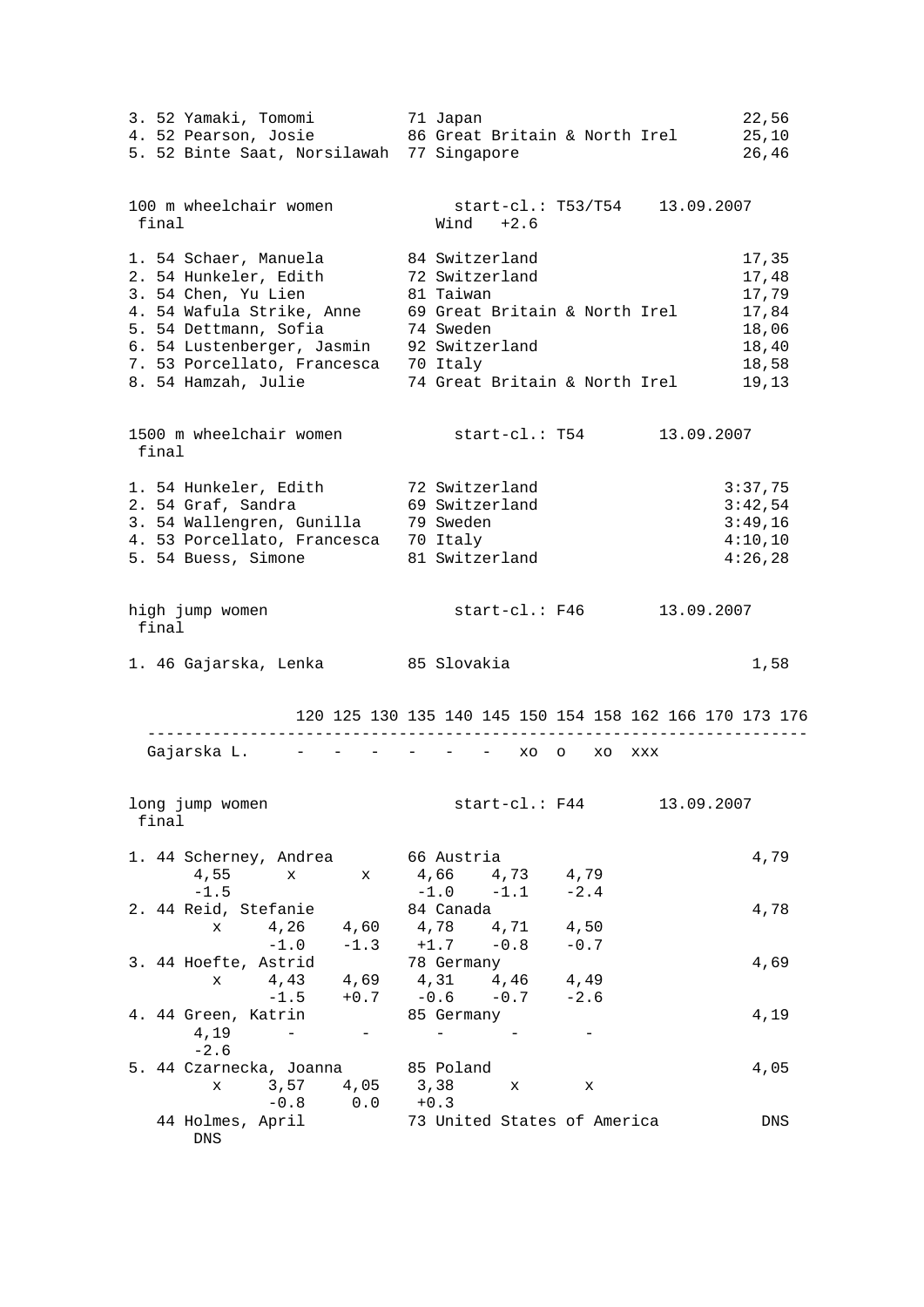| | | | |
|---|---|---|---|
| 3. 52 Yamaki, Tomomi | 71 Japan | | 22,56 |
| 4. 52 Pearson, Josie | 86 Great Britain & North Irel | | 25,10 |
| 5. 52 Binte Saat, Norsilawah | 77 Singapore | | 26,46 |

**100 m wheelchair women** — start-cl.: T53/T54 — 13.09.2007
final — Wind +2.6

| | | |
|---|---|---|
| 1. 54 Schaer, Manuela | 84 Switzerland | 17,35 |
| 2. 54 Hunkeler, Edith | 72 Switzerland | 17,48 |
| 3. 54 Chen, Yu Lien | 81 Taiwan | 17,79 |
| 4. 54 Wafula Strike, Anne | 69 Great Britain & North Irel | 17,84 |
| 5. 54 Dettmann, Sofia | 74 Sweden | 18,06 |
| 6. 54 Lustenberger, Jasmin | 92 Switzerland | 18,40 |
| 7. 53 Porcellato, Francesca | 70 Italy | 18,58 |
| 8. 54 Hamzah, Julie | 74 Great Britain & North Irel | 19,13 |

**1500 m wheelchair women** — start-cl.: T54 — 13.09.2007
final

| | | |
|---|---|---|
| 1. 54 Hunkeler, Edith | 72 Switzerland | 3:37,75 |
| 2. 54 Graf, Sandra | 69 Switzerland | 3:42,54 |
| 3. 54 Wallengren, Gunilla | 79 Sweden | 3:49,16 |
| 4. 53 Porcellato, Francesca | 70 Italy | 4:10,10 |
| 5. 54 Buess, Simone | 81 Switzerland | 4:26,28 |

**high jump women** — start-cl.: F46 — 13.09.2007
final

| | | |
|---|---|---|
| 1. 46 Gajarska, Lenka | 85 Slovakia | 1,58 |

| | 120 | 125 | 130 | 135 | 140 | 145 | 150 | 154 | 158 | 162 | 166 | 170 | 173 | 176 |
|---|---|---|---|---|---|---|---|---|---|---|---|---|---|---|
| Gajarska L. | - | - | - | - | - | - | xo | o | xo | xxx | | | | |

**long jump women** — start-cl.: F44 — 13.09.2007
final

| | | | | | | | |
|---|---|---|---|---|---|---|---|
| 1. 44 Scherney, Andrea | | | | 66 Austria | | | 4,79 |
| 4,55 | x | x | 4,66 | 4,73 | 4,79 | | |
| -1.5 | | | -1.0 | -1.1 | -2.4 | | |
| 2. 44 Reid, Stefanie | | | | 84 Canada | | | 4,78 |
| x | 4,26 | 4,60 | 4,78 | 4,71 | 4,50 | | |
| | -1.0 | -1.3 | +1.7 | -0.8 | -0.7 | | |
| 3. 44 Hoefte, Astrid | | | | 78 Germany | | | 4,69 |
| x | 4,43 | 4,69 | 4,31 | 4,46 | 4,49 | | |
| | -1.5 | +0.7 | -0.6 | -0.7 | -2.6 | | |
| 4. 44 Green, Katrin | | | | 85 Germany | | | 4,19 |
| 4,19 | - | - | - | - | - | | |
| -2.6 | | | | | | | |
| 5. 44 Czarnecka, Joanna | | | | 85 Poland | | | 4,05 |
| x | 3,57 | 4,05 | 3,38 | x | x | | |
| | -0.8 | 0.0 | +0.3 | | | | |
| 44 Holmes, April | | | | 73 United States of America | | | DNS |
| DNS | | | | | | | |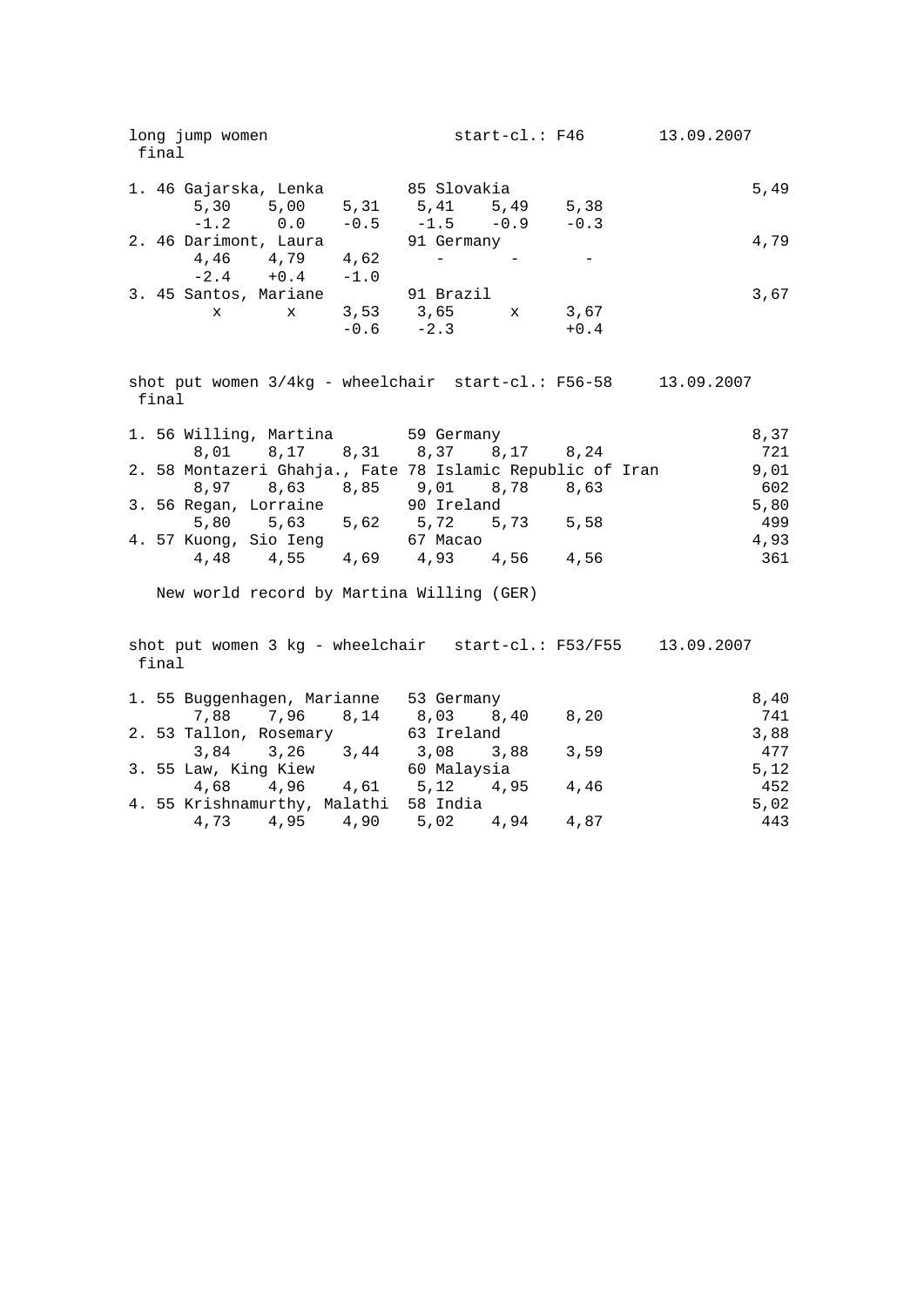long jump women start-cl.: F46 13.09.2007
final

| Place | Class | Name | Year | Country | Result |
|---|---|---|---|---|---|
| 1. | 46 | Gajarska, Lenka | 85 | Slovakia | 5,49 |
| | | 5,30 5,00 5,31 5,41 5,49 5,38 | | | |
| | | -1.2 0.0 -0.5 -1.5 -0.9 -0.3 | | | |
| 2. | 46 | Darimont, Laura | 91 | Germany | 4,79 |
| | | 4,46 4,79 4,62 - - - | | | |
| | | -2.4 +0.4 -1.0 | | | |
| 3. | 45 | Santos, Mariane | 91 | Brazil | 3,67 |
| | | x x 3,53 3,65 x 3,67 | | | |
| | | -0.6 -2.3 +0.4 | | | |

shot put women 3/4kg - wheelchair start-cl.: F56-58 13.09.2007
final

| Place | Class | Name | Year | Country | Result |
|---|---|---|---|---|---|
| 1. | 56 | Willing, Martina | 59 | Germany | 8,37 |
| | | 8,01 8,17 8,31 8,37 8,17 8,24 | | | 721 |
| 2. | 58 | Montazeri Ghahja., Fate | 78 | Islamic Republic of Iran | 9,01 |
| | | 8,97 8,63 8,85 9,01 8,78 8,63 | | | 602 |
| 3. | 56 | Regan, Lorraine | 90 | Ireland | 5,80 |
| | | 5,80 5,63 5,62 5,72 5,73 5,58 | | | 499 |
| 4. | 57 | Kuong, Sio Ieng | 67 | Macao | 4,93 |
| | | 4,48 4,55 4,69 4,93 4,56 4,56 | | | 361 |

New world record by Martina Willing (GER)

shot put women 3 kg - wheelchair start-cl.: F53/F55 13.09.2007
final

| Place | Class | Name | Year | Country | Result |
|---|---|---|---|---|---|
| 1. | 55 | Buggenhagen, Marianne | 53 | Germany | 8,40 |
| | | 7,88 7,96 8,14 8,03 8,40 8,20 | | | 741 |
| 2. | 53 | Tallon, Rosemary | 63 | Ireland | 3,88 |
| | | 3,84 3,26 3,44 3,08 3,88 3,59 | | | 477 |
| 3. | 55 | Law, King Kiew | 60 | Malaysia | 5,12 |
| | | 4,68 4,96 4,61 5,12 4,95 4,46 | | | 452 |
| 4. | 55 | Krishnamurthy, Malathi | 58 | India | 5,02 |
| | | 4,73 4,95 4,90 5,02 4,94 4,87 | | | 443 |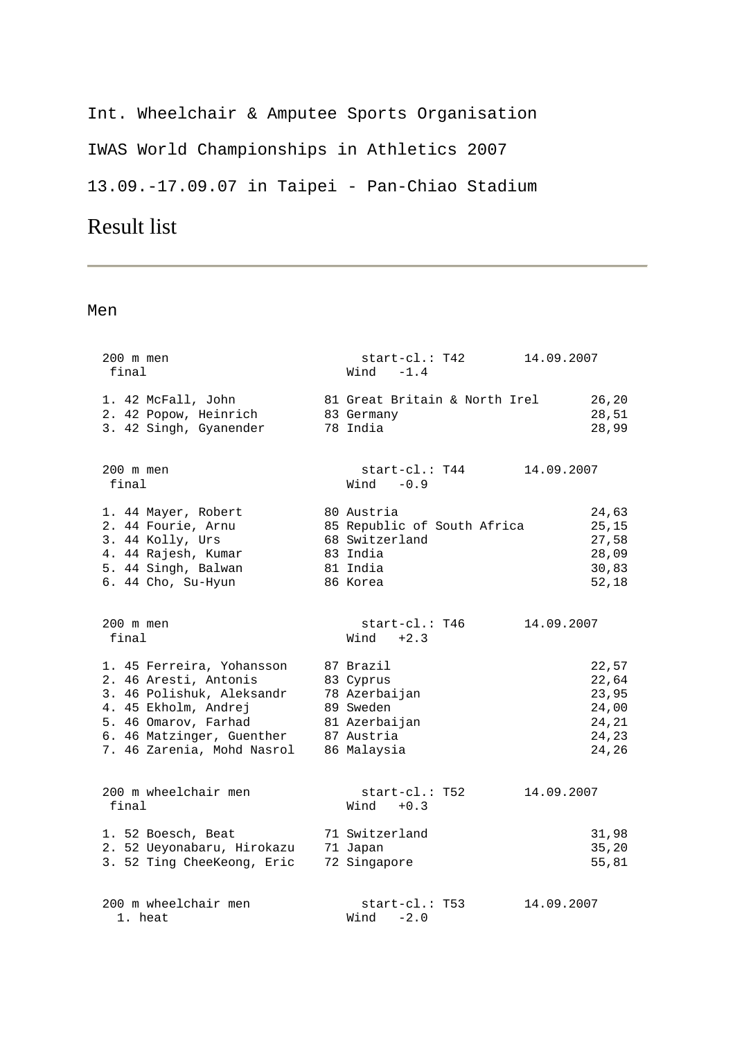Int. Wheelchair & Amputee Sports Organisation

IWAS World Championships in Athletics 2007

13.09.-17.09.07 in Taipei - Pan-Chiao Stadium

# Result list

---

Men

```
200 m men                          start-cl.: T42       14.09.2007
 final                           Wind   -1.4

1. 42 McFall, John          81 Great Britain & North Irel       26,20
2. 42 Popow, Heinrich       83 Germany                          28,51
3. 42 Singh, Gyanender      78 India                            28,99


200 m men                          start-cl.: T44       14.09.2007
 final                           Wind   -0.9

1. 44 Mayer, Robert         80 Austria                          24,63
2. 44 Fourie, Arnu          85 Republic of South Africa         25,15
3. 44 Kolly, Urs            68 Switzerland                      27,58
4. 44 Rajesh, Kumar         83 India                            28,09
5. 44 Singh, Balwan         81 India                            30,83
6. 44 Cho, Su-Hyun          86 Korea                            52,18


200 m men                          start-cl.: T46       14.09.2007
 final                           Wind   +2.3

1. 45 Ferreira, Yohansson   87 Brazil                           22,57
2. 46 Aresti, Antonis       83 Cyprus                           22,64
3. 46 Polishuk, Aleksandr   78 Azerbaijan                       23,95
4. 45 Ekholm, Andrej        89 Sweden                           24,00
5. 46 Omarov, Farhad        81 Azerbaijan                       24,21
6. 46 Matzinger, Guenther   87 Austria                          24,23
7. 46 Zarenia, Mohd Nasrol  86 Malaysia                         24,26


200 m wheelchair men               start-cl.: T52       14.09.2007
 final                           Wind   +0.3

1. 52 Boesch, Beat          71 Switzerland                      31,98
2. 52 Ueyonabaru, Hirokazu  71 Japan                            35,20
3. 52 Ting CheeKeong, Eric  72 Singapore                        55,81


200 m wheelchair men               start-cl.: T53       14.09.2007
  1. heat                        Wind   -2.0
```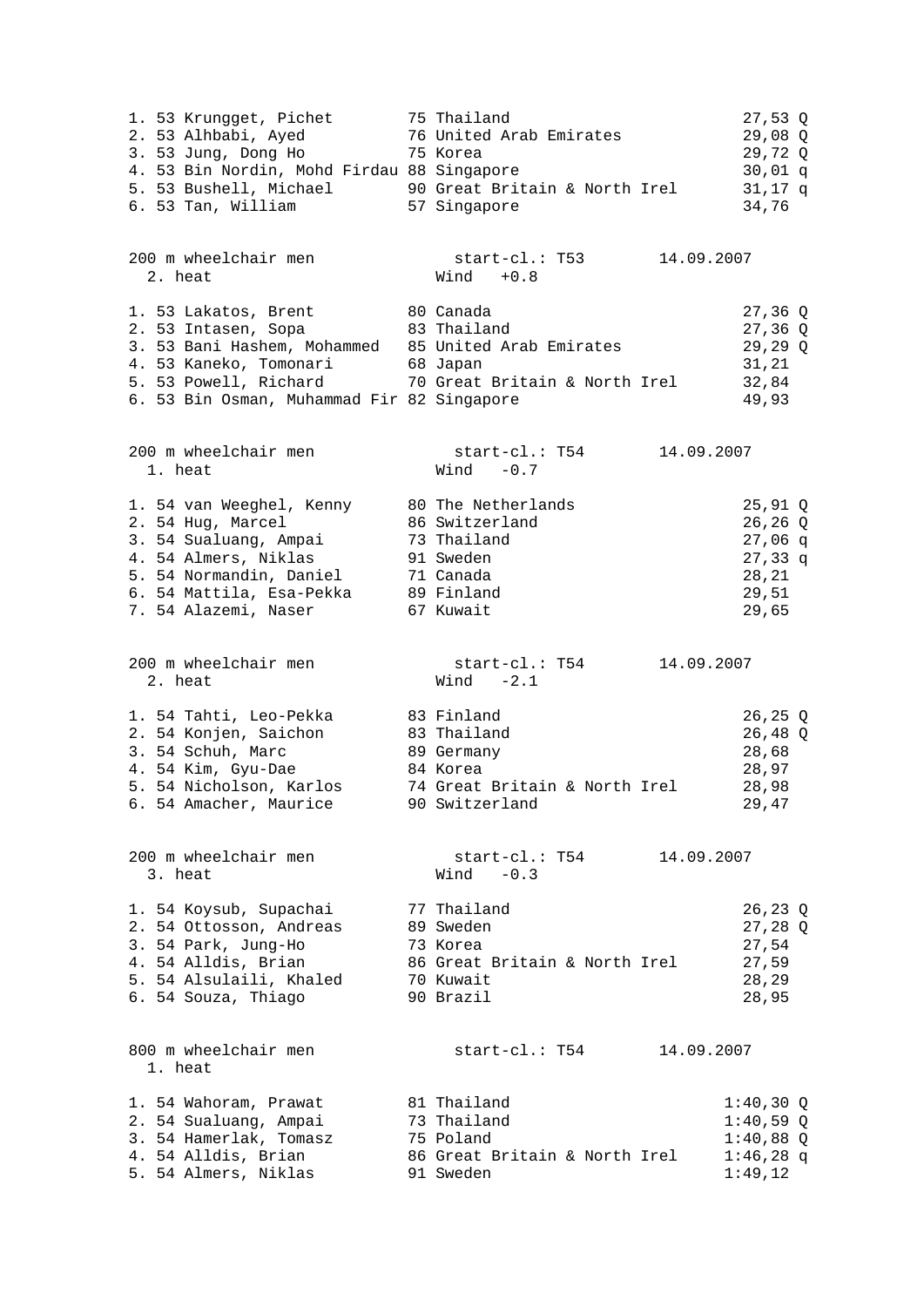| | | | | | |
|---|---|---|---|---|---|
| 1. | 53 | Krungget, Pichet | 75 | Thailand | 27,53 Q |
| 2. | 53 | Alhbabi, Ayed | 76 | United Arab Emirates | 29,08 Q |
| 3. | 53 | Jung, Dong Ho | 75 | Korea | 29,72 Q |
| 4. | 53 | Bin Nordin, Mohd Firdau | 88 | Singapore | 30,01 q |
| 5. | 53 | Bushell, Michael | 90 | Great Britain & North Irel | 31,17 q |
| 6. | 53 | Tan, William | 57 | Singapore | 34,76 |

200 m wheelchair men — start-cl.: T53 — 14.09.2007
2. heat — Wind +0.8

| | | | | | |
|---|---|---|---|---|---|
| 1. | 53 | Lakatos, Brent | 80 | Canada | 27,36 Q |
| 2. | 53 | Intasen, Sopa | 83 | Thailand | 27,36 Q |
| 3. | 53 | Bani Hashem, Mohammed | 85 | United Arab Emirates | 29,29 Q |
| 4. | 53 | Kaneko, Tomonari | 68 | Japan | 31,21 |
| 5. | 53 | Powell, Richard | 70 | Great Britain & North Irel | 32,84 |
| 6. | 53 | Bin Osman, Muhammad Fir | 82 | Singapore | 49,93 |

200 m wheelchair men — start-cl.: T54 — 14.09.2007
1. heat — Wind -0.7

| | | | | | |
|---|---|---|---|---|---|
| 1. | 54 | van Weeghel, Kenny | 80 | The Netherlands | 25,91 Q |
| 2. | 54 | Hug, Marcel | 86 | Switzerland | 26,26 Q |
| 3. | 54 | Sualuang, Ampai | 73 | Thailand | 27,06 q |
| 4. | 54 | Almers, Niklas | 91 | Sweden | 27,33 q |
| 5. | 54 | Normandin, Daniel | 71 | Canada | 28,21 |
| 6. | 54 | Mattila, Esa-Pekka | 89 | Finland | 29,51 |
| 7. | 54 | Alazemi, Naser | 67 | Kuwait | 29,65 |

200 m wheelchair men — start-cl.: T54 — 14.09.2007
2. heat — Wind -2.1

| | | | | | |
|---|---|---|---|---|---|
| 1. | 54 | Tahti, Leo-Pekka | 83 | Finland | 26,25 Q |
| 2. | 54 | Konjen, Saichon | 83 | Thailand | 26,48 Q |
| 3. | 54 | Schuh, Marc | 89 | Germany | 28,68 |
| 4. | 54 | Kim, Gyu-Dae | 84 | Korea | 28,97 |
| 5. | 54 | Nicholson, Karlos | 74 | Great Britain & North Irel | 28,98 |
| 6. | 54 | Amacher, Maurice | 90 | Switzerland | 29,47 |

200 m wheelchair men — start-cl.: T54 — 14.09.2007
3. heat — Wind -0.3

| | | | | | |
|---|---|---|---|---|---|
| 1. | 54 | Koysub, Supachai | 77 | Thailand | 26,23 Q |
| 2. | 54 | Ottosson, Andreas | 89 | Sweden | 27,28 Q |
| 3. | 54 | Park, Jung-Ho | 73 | Korea | 27,54 |
| 4. | 54 | Alldis, Brian | 86 | Great Britain & North Irel | 27,59 |
| 5. | 54 | Alsulaili, Khaled | 70 | Kuwait | 28,29 |
| 6. | 54 | Souza, Thiago | 90 | Brazil | 28,95 |

800 m wheelchair men — start-cl.: T54 — 14.09.2007
1. heat

| | | | | | |
|---|---|---|---|---|---|
| 1. | 54 | Wahoram, Prawat | 81 | Thailand | 1:40,30 Q |
| 2. | 54 | Sualuang, Ampai | 73 | Thailand | 1:40,59 Q |
| 3. | 54 | Hamerlak, Tomasz | 75 | Poland | 1:40,88 Q |
| 4. | 54 | Alldis, Brian | 86 | Great Britain & North Irel | 1:46,28 q |
| 5. | 54 | Almers, Niklas | 91 | Sweden | 1:49,12 |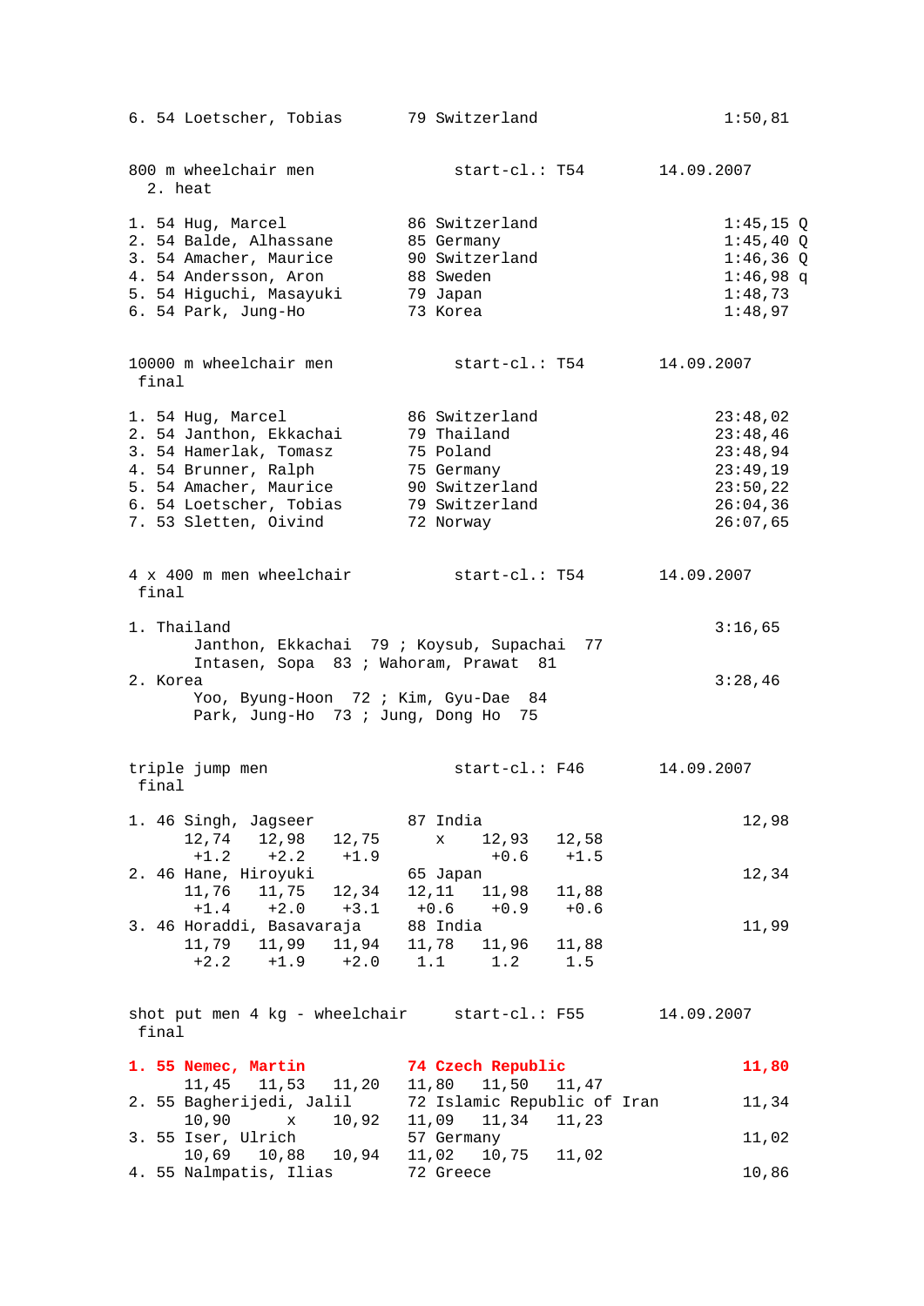6. 54 Loetscher, Tobias 79 Switzerland 1:50,81

## 800 m wheelchair men — start-cl.: T54 — 14.09.2007

2. heat

| Pl. | Cl. | Name | YOB | Country | Result |
|---|---|---|---|---|---|
| 1. | 54 | Hug, Marcel | 86 | Switzerland | 1:45,15 Q |
| 2. | 54 | Balde, Alhassane | 85 | Germany | 1:45,40 Q |
| 3. | 54 | Amacher, Maurice | 90 | Switzerland | 1:46,36 Q |
| 4. | 54 | Andersson, Aron | 88 | Sweden | 1:46,98 q |
| 5. | 54 | Higuchi, Masayuki | 79 | Japan | 1:48,73 |
| 6. | 54 | Park, Jung-Ho | 73 | Korea | 1:48,97 |

## 10000 m wheelchair men — start-cl.: T54 — 14.09.2007

final

| Pl. | Cl. | Name | YOB | Country | Result |
|---|---|---|---|---|---|
| 1. | 54 | Hug, Marcel | 86 | Switzerland | 23:48,02 |
| 2. | 54 | Janthon, Ekkachai | 79 | Thailand | 23:48,46 |
| 3. | 54 | Hamerlak, Tomasz | 75 | Poland | 23:48,94 |
| 4. | 54 | Brunner, Ralph | 75 | Germany | 23:49,19 |
| 5. | 54 | Amacher, Maurice | 90 | Switzerland | 23:50,22 |
| 6. | 54 | Loetscher, Tobias | 79 | Switzerland | 26:04,36 |
| 7. | 53 | Sletten, Oivind | 72 | Norway | 26:07,65 |

## 4 x 400 m men wheelchair — start-cl.: T54 — 14.09.2007

final

1. Thailand — 3:16,65
   Janthon, Ekkachai 79 ; Koysub, Supachai 77
   Intasen, Sopa 83 ; Wahoram, Prawat 81
2. Korea — 3:28,46
   Yoo, Byung-Hoon 72 ; Kim, Gyu-Dae 84
   Park, Jung-Ho 73 ; Jung, Dong Ho 75

## triple jump men — start-cl.: F46 — 14.09.2007

final

| Pl. | Cl. | Name | YOB | Country | 1 | 2 | 3 | 4 | 5 | 6 | Result |
|---|---|---|---|---|---|---|---|---|---|---|---|
| 1. | 46 | Singh, Jagseer | 87 | India | 12,74 | 12,98 | 12,75 | x | 12,93 | 12,58 | 12,98 |
| | | | | wind | +1.2 | +2.2 | +1.9 | | +0.6 | +1.5 | |
| 2. | 46 | Hane, Hiroyuki | 65 | Japan | 11,76 | 11,75 | 12,34 | 12,11 | 11,98 | 11,88 | 12,34 |
| | | | | wind | +1.4 | +2.0 | +3.1 | +0.6 | +0.9 | +0.6 | |
| 3. | 46 | Horaddi, Basavaraja | 88 | India | 11,79 | 11,99 | 11,94 | 11,78 | 11,96 | 11,88 | 11,99 |
| | | | | wind | +2.2 | +1.9 | +2.0 | 1.1 | 1.2 | 1.5 | |

## shot put men 4 kg - wheelchair — start-cl.: F55 — 14.09.2007

final

| Pl. | Cl. | Name | YOB | Country | 1 | 2 | 3 | 4 | 5 | 6 | Result |
|---|---|---|---|---|---|---|---|---|---|---|---|
| **1.** | **55** | **Nemec, Martin** | **74** | **Czech Republic** | 11,45 | 11,53 | 11,20 | 11,80 | 11,50 | 11,47 | **11,80** |
| 2. | 55 | Bagherijedi, Jalil | 72 | Islamic Republic of Iran | 10,90 | x | 10,92 | 11,09 | 11,34 | 11,23 | 11,34 |
| 3. | 55 | Iser, Ulrich | 57 | Germany | 10,69 | 10,88 | 10,94 | 11,02 | 10,75 | 11,02 | 11,02 |
| 4. | 55 | Nalmpatis, Ilias | 72 | Greece | | | | | | | 10,86 |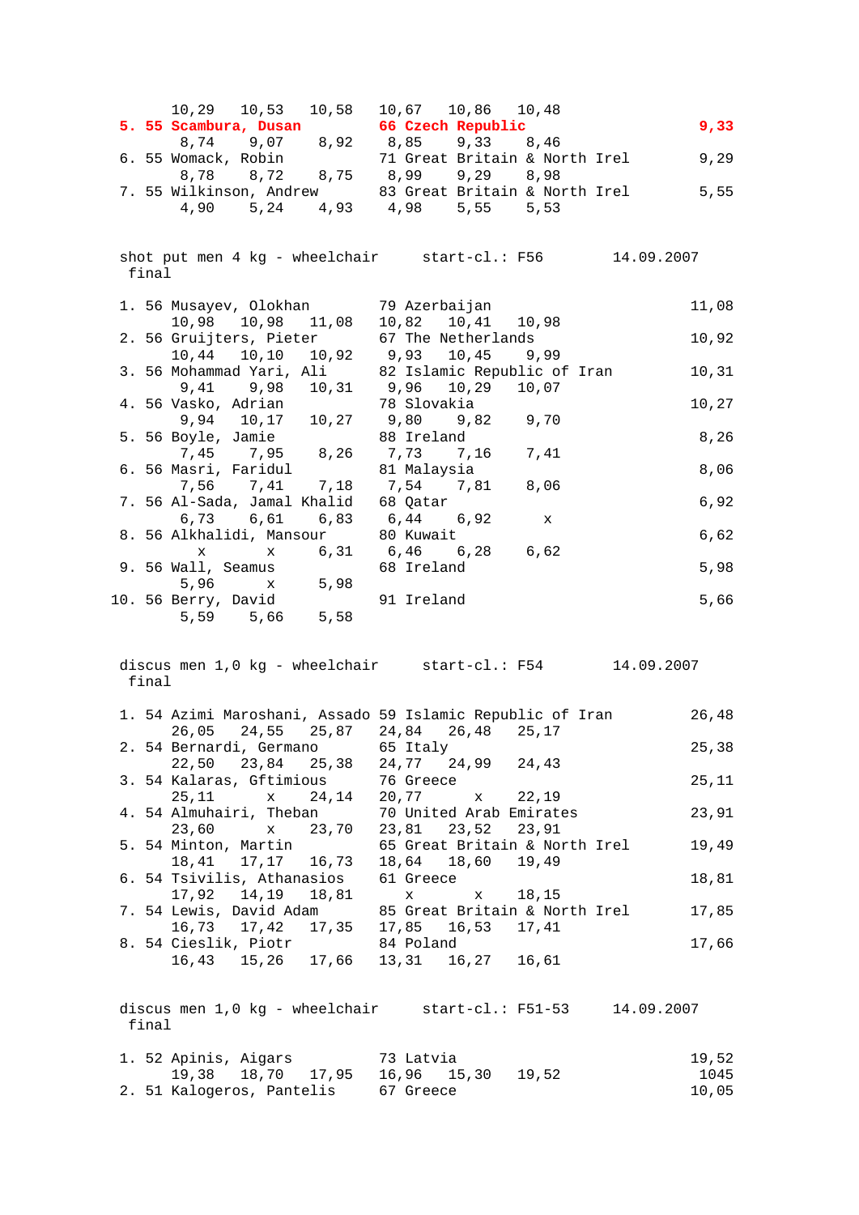10,29   10,53   10,58   10,67   10,86   10,48

**5. 55 Scambura, Dusan          66 Czech Republic          9,33**

8,74   9,07   8,92   8,85   9,33   8,46

6. 55 Womack, Robin          71 Great Britain & North Irel          9,29

8,78   8,72   8,75   8,99   9,29   8,98

7. 55 Wilkinson, Andrew          83 Great Britain & North Irel          5,55

4,90   5,24   4,93   4,98   5,55   5,53

## shot put men 4 kg - wheelchair     start-cl.: F56     14.09.2007
final

| Rank | Cl. | Name | YOB | Country | Result |
|---|---|---|---|---|---|
| 1. | 56 | Musayev, Olokhan | 79 | Azerbaijan | 11,08 |
| | | 10,98  10,98  11,08  10,82  10,41  10,98 | | | |
| 2. | 56 | Gruijters, Pieter | 67 | The Netherlands | 10,92 |
| | | 10,44  10,10  10,92  9,93  10,45  9,99 | | | |
| 3. | 56 | Mohammad Yari, Ali | 82 | Islamic Republic of Iran | 10,31 |
| | | 9,41  9,98  10,31  9,96  10,29  10,07 | | | |
| 4. | 56 | Vasko, Adrian | 78 | Slovakia | 10,27 |
| | | 9,94  10,17  10,27  9,80  9,82  9,70 | | | |
| 5. | 56 | Boyle, Jamie | 88 | Ireland | 8,26 |
| | | 7,45  7,95  8,26  7,73  7,16  7,41 | | | |
| 6. | 56 | Masri, Faridul | 81 | Malaysia | 8,06 |
| | | 7,56  7,41  7,18  7,54  7,81  8,06 | | | |
| 7. | 56 | Al-Sada, Jamal Khalid | 68 | Qatar | 6,92 |
| | | 6,73  6,61  6,83  6,44  6,92  x | | | |
| 8. | 56 | Alkhalidi, Mansour | 80 | Kuwait | 6,62 |
| | | x  x  6,31  6,46  6,28  6,62 | | | |
| 9. | 56 | Wall, Seamus | 68 | Ireland | 5,98 |
| | | 5,96  x  5,98 | | | |
| 10. | 56 | Berry, David | 91 | Ireland | 5,66 |
| | | 5,59  5,66  5,58 | | | |

## discus men 1,0 kg - wheelchair     start-cl.: F54     14.09.2007
final

| Rank | Cl. | Name | YOB | Country | Result |
|---|---|---|---|---|---|
| 1. | 54 | Azimi Maroshani, Assado | 59 | Islamic Republic of Iran | 26,48 |
| | | 26,05  24,55  25,87  24,84  26,48  25,17 | | | |
| 2. | 54 | Bernardi, Germano | 65 | Italy | 25,38 |
| | | 22,50  23,84  25,38  24,77  24,99  24,43 | | | |
| 3. | 54 | Kalaras, Gftimious | 76 | Greece | 25,11 |
| | | 25,11  x  24,14  20,77  x  22,19 | | | |
| 4. | 54 | Almuhairi, Theban | 70 | United Arab Emirates | 23,91 |
| | | 23,60  x  23,70  23,81  23,52  23,91 | | | |
| 5. | 54 | Minton, Martin | 65 | Great Britain & North Irel | 19,49 |
| | | 18,41  17,17  16,73  18,64  18,60  19,49 | | | |
| 6. | 54 | Tsivilis, Athanasios | 61 | Greece | 18,81 |
| | | 17,92  14,19  18,81  x  x  18,15 | | | |
| 7. | 54 | Lewis, David Adam | 85 | Great Britain & North Irel | 17,85 |
| | | 16,73  17,42  17,35  17,85  16,53  17,41 | | | |
| 8. | 54 | Cieslik, Piotr | 84 | Poland | 17,66 |
| | | 16,43  15,26  17,66  13,31  16,27  16,61 | | | |

## discus men 1,0 kg - wheelchair     start-cl.: F51-53     14.09.2007
final

| Rank | Cl. | Name | YOB | Country | Result |
|---|---|---|---|---|---|
| 1. | 52 | Apinis, Aigars | 73 | Latvia | 19,52 |
| | | 19,38  18,70  17,95  16,96  15,30  19,52 | | | 1045 |
| 2. | 51 | Kalogeros, Pantelis | 67 | Greece | 10,05 |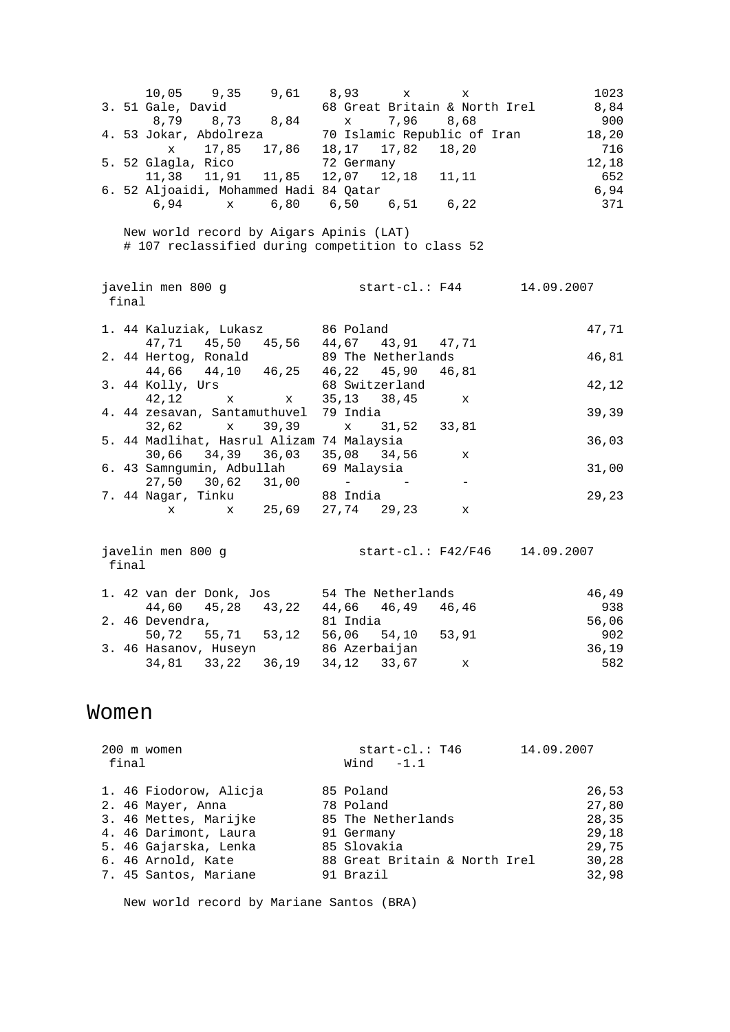```
      10,05    9,35    9,61    8,93      x       x                  1023
3. 51 Gale, David              68 Great Britain & North Irel        8,84
       8,79    8,73    8,84      x     7,96    8,68                  900
4. 53 Jokar, Abdolreza         70 Islamic Republic of Iran         18,20
         x    17,85   17,86   18,17   17,82   18,20                  716
5. 52 Glagla, Rico             72 Germany                          12,18
      11,38   11,91   11,85   12,07   12,18   11,11                  652
6. 52 Aljoaidi, Mohammed Hadi 84 Qatar                              6,94
       6,94      x     6,80    6,50    6,51    6,22                  371

   New world record by Aigars Apinis (LAT)
   # 107 reclassified during competition to class 52
```

```
javelin men 800 g                    start-cl.: F44       14.09.2007
 final

1. 44 Kaluziak, Lukasz         86 Poland                           47,71
      47,71   45,50   45,56   44,67   43,91   47,71
2. 44 Hertog, Ronald           89 The Netherlands                  46,81
      44,66   44,10   46,25   46,22   45,90   46,81
3. 44 Kolly, Urs               68 Switzerland                      42,12
      42,12      x       x    35,13   38,45      x
4. 44 zesavan, Santamuthuvel  79 India                             39,39
      32,62      x    39,39      x    31,52   33,81
5. 44 Madlihat, Hasrul Alizam 74 Malaysia                          36,03
      30,66   34,39   36,03   35,08   34,56      x
6. 43 Samngumin, Adbullah      69 Malaysia                         31,00
      27,50   30,62   31,00      -       -       -
7. 44 Nagar, Tinku             88 India                            29,23
         x       x    25,69   27,74   29,23      x
```

```
javelin men 800 g                    start-cl.: F42/F46    14.09.2007
 final

1. 42 van der Donk, Jos        54 The Netherlands                  46,49
      44,60   45,28   43,22   44,66   46,49   46,46                  938
2. 46 Devendra,                81 India                            56,06
      50,72   55,71   53,12   56,06   54,10   53,91                  902
3. 46 Hasanov, Huseyn          86 Azerbaijan                       36,19
      34,81   33,22   36,19   34,12   33,67      x                   582
```

# Women

```
200 m women                          start-cl.: T46       14.09.2007
 final                             Wind   -1.1

1. 46 Fiodorow, Alicja         85 Poland                           26,53
2. 46 Mayer, Anna              78 Poland                           27,80
3. 46 Mettes, Marijke          85 The Netherlands                  28,35
4. 46 Darimont, Laura          91 Germany                          29,18
5. 46 Gajarska, Lenka          85 Slovakia                         29,75
6. 46 Arnold, Kate             88 Great Britain & North Irel       30,28
7. 45 Santos, Mariane          91 Brazil                           32,98

   New world record by Mariane Santos (BRA)
```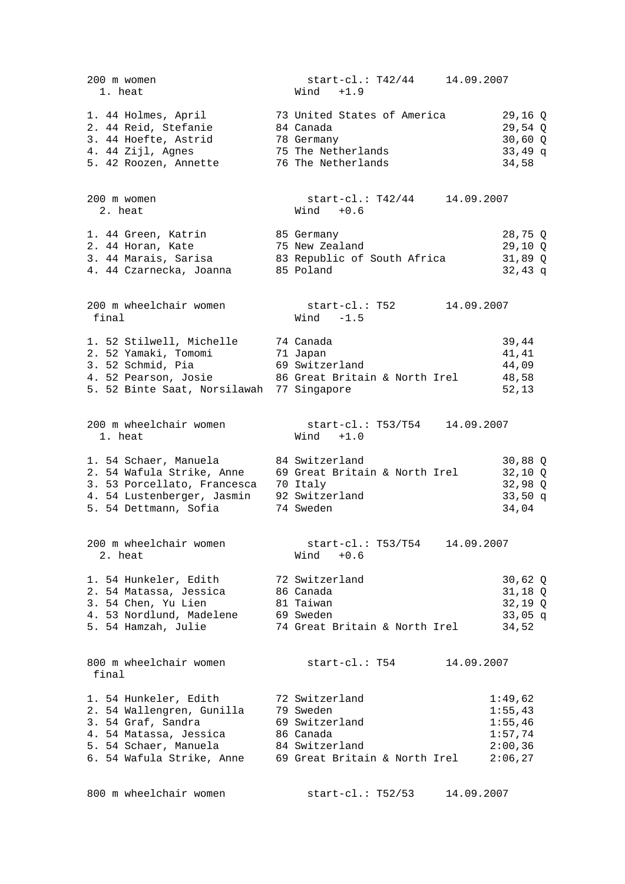200 m women — start-cl.: T42/44 — 14.09.2007
1. heat — Wind +1.9

| Rank | Class | Name | Year | Country | Time | |
|---|---|---|---|---|---|---|
| 1. | 44 | Holmes, April | 73 | United States of America | 29,16 | Q |
| 2. | 44 | Reid, Stefanie | 84 | Canada | 29,54 | Q |
| 3. | 44 | Hoefte, Astrid | 78 | Germany | 30,60 | Q |
| 4. | 44 | Zijl, Agnes | 75 | The Netherlands | 33,49 | q |
| 5. | 42 | Roozen, Annette | 76 | The Netherlands | 34,58 | |

200 m women — start-cl.: T42/44 — 14.09.2007
2. heat — Wind +0.6

| Rank | Class | Name | Year | Country | Time | |
|---|---|---|---|---|---|---|
| 1. | 44 | Green, Katrin | 85 | Germany | 28,75 | Q |
| 2. | 44 | Horan, Kate | 75 | New Zealand | 29,10 | Q |
| 3. | 44 | Marais, Sarisa | 83 | Republic of South Africa | 31,89 | Q |
| 4. | 44 | Czarnecka, Joanna | 85 | Poland | 32,43 | q |

200 m wheelchair women — start-cl.: T52 — 14.09.2007
final — Wind -1.5

| Rank | Class | Name | Year | Country | Time |
|---|---|---|---|---|---|
| 1. | 52 | Stilwell, Michelle | 74 | Canada | 39,44 |
| 2. | 52 | Yamaki, Tomomi | 71 | Japan | 41,41 |
| 3. | 52 | Schmid, Pia | 69 | Switzerland | 44,09 |
| 4. | 52 | Pearson, Josie | 86 | Great Britain & North Irel | 48,58 |
| 5. | 52 | Binte Saat, Norsilawah | 77 | Singapore | 52,13 |

200 m wheelchair women — start-cl.: T53/T54 — 14.09.2007
1. heat — Wind +1.0

| Rank | Class | Name | Year | Country | Time | |
|---|---|---|---|---|---|---|
| 1. | 54 | Schaer, Manuela | 84 | Switzerland | 30,88 | Q |
| 2. | 54 | Wafula Strike, Anne | 69 | Great Britain & North Irel | 32,10 | Q |
| 3. | 53 | Porcellato, Francesca | 70 | Italy | 32,98 | Q |
| 4. | 54 | Lustenberger, Jasmin | 92 | Switzerland | 33,50 | q |
| 5. | 54 | Dettmann, Sofia | 74 | Sweden | 34,04 | |

200 m wheelchair women — start-cl.: T53/T54 — 14.09.2007
2. heat — Wind +0.6

| Rank | Class | Name | Year | Country | Time | |
|---|---|---|---|---|---|---|
| 1. | 54 | Hunkeler, Edith | 72 | Switzerland | 30,62 | Q |
| 2. | 54 | Matassa, Jessica | 86 | Canada | 31,18 | Q |
| 3. | 54 | Chen, Yu Lien | 81 | Taiwan | 32,19 | Q |
| 4. | 53 | Nordlund, Madelene | 69 | Sweden | 33,05 | q |
| 5. | 54 | Hamzah, Julie | 74 | Great Britain & North Irel | 34,52 | |

800 m wheelchair women — start-cl.: T54 — 14.09.2007
final

| Rank | Class | Name | Year | Country | Time |
|---|---|---|---|---|---|
| 1. | 54 | Hunkeler, Edith | 72 | Switzerland | 1:49,62 |
| 2. | 54 | Wallengren, Gunilla | 79 | Sweden | 1:55,43 |
| 3. | 54 | Graf, Sandra | 69 | Switzerland | 1:55,46 |
| 4. | 54 | Matassa, Jessica | 86 | Canada | 1:57,74 |
| 5. | 54 | Schaer, Manuela | 84 | Switzerland | 2:00,36 |
| 6. | 54 | Wafula Strike, Anne | 69 | Great Britain & North Irel | 2:06,27 |

800 m wheelchair women — start-cl.: T52/53 — 14.09.2007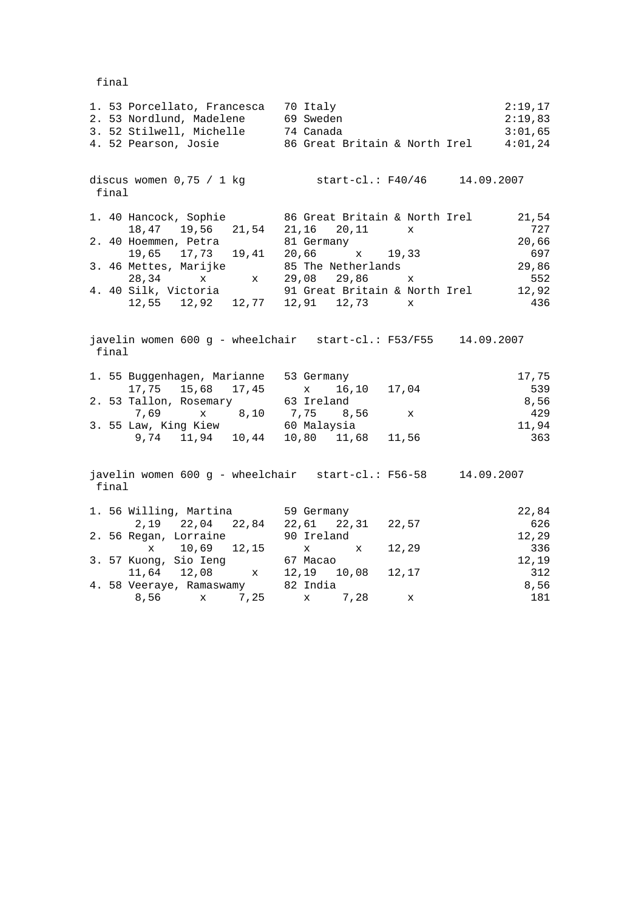final

1. 53 Porcellato, Francesca 70 Italy 2:19,17
2. 53 Nordlund, Madelene 69 Sweden 2:19,83
3. 52 Stilwell, Michelle 74 Canada 3:01,65
4. 52 Pearson, Josie 86 Great Britain & North Irel 4:01,24

discus women 0,75 / 1 kg start-cl.: F40/46 14.09.2007
final

| Pl. | Cl. | Name | YoB | Country | Result |
|---|---|---|---|---|---|
| 1. | 40 | Hancock, Sophie | 86 | Great Britain & North Irel | 21,54 |
| | | 18,47 19,56 21,54 21,16 20,11 x | | | 727 |
| 2. | 40 | Hoemmen, Petra | 81 | Germany | 20,66 |
| | | 19,65 17,73 19,41 20,66 x 19,33 | | | 697 |
| 3. | 46 | Mettes, Marijke | 85 | The Netherlands | 29,86 |
| | | 28,34 x x 29,08 29,86 x | | | 552 |
| 4. | 40 | Silk, Victoria | 91 | Great Britain & North Irel | 12,92 |
| | | 12,55 12,92 12,77 12,91 12,73 x | | | 436 |

javelin women 600 g - wheelchair start-cl.: F53/F55 14.09.2007
final

| Pl. | Cl. | Name | YoB | Country | Result |
|---|---|---|---|---|---|
| 1. | 55 | Buggenhagen, Marianne | 53 | Germany | 17,75 |
| | | 17,75 15,68 17,45 x 16,10 17,04 | | | 539 |
| 2. | 53 | Tallon, Rosemary | 63 | Ireland | 8,56 |
| | | 7,69 x 8,10 7,75 8,56 x | | | 429 |
| 3. | 55 | Law, King Kiew | 60 | Malaysia | 11,94 |
| | | 9,74 11,94 10,44 10,80 11,68 11,56 | | | 363 |

javelin women 600 g - wheelchair start-cl.: F56-58 14.09.2007
final

| Pl. | Cl. | Name | YoB | Country | Result |
|---|---|---|---|---|---|
| 1. | 56 | Willing, Martina | 59 | Germany | 22,84 |
| | | 2,19 22,04 22,84 22,61 22,31 22,57 | | | 626 |
| 2. | 56 | Regan, Lorraine | 90 | Ireland | 12,29 |
| | | x 10,69 12,15 x x 12,29 | | | 336 |
| 3. | 57 | Kuong, Sio Ieng | 67 | Macao | 12,19 |
| | | 11,64 12,08 x 12,19 10,08 12,17 | | | 312 |
| 4. | 58 | Veeraye, Ramaswamy | 82 | India | 8,56 |
| | | 8,56 x 7,25 x 7,28 x | | | 181 |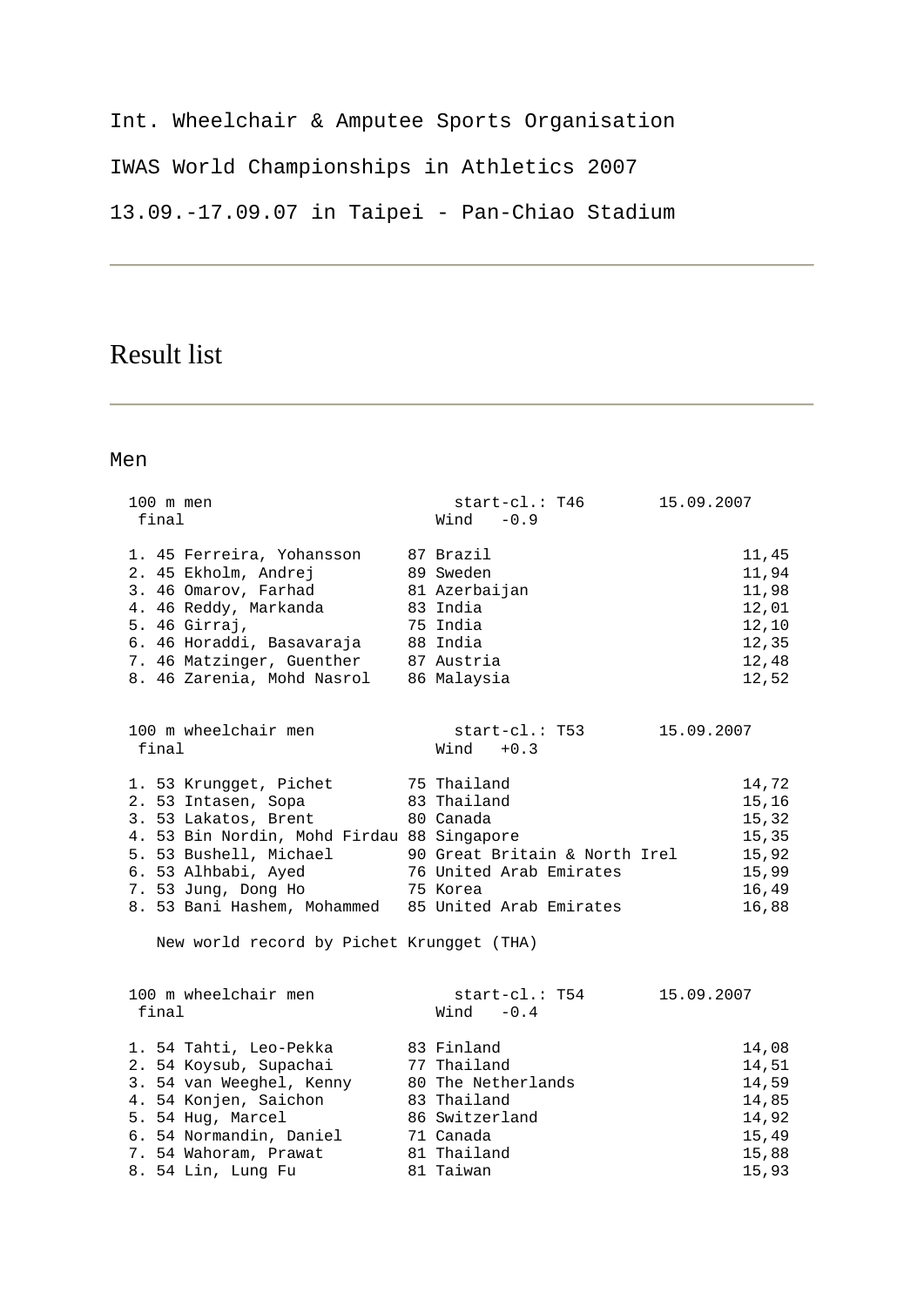Int. Wheelchair & Amputee Sports Organisation

IWAS World Championships in Athletics 2007

13.09.-17.09.07 in Taipei - Pan-Chiao Stadium

---

# Result list

---

## Men

### 100 m men — final

start-cl.: T46 — 15.09.2007 — Wind -0.9

| Pl. | Cl. | Name | Year | Country | Result |
|---|---|---|---|---|---|
| 1. | 45 | Ferreira, Yohansson | 87 | Brazil | 11,45 |
| 2. | 45 | Ekholm, Andrej | 89 | Sweden | 11,94 |
| 3. | 46 | Omarov, Farhad | 81 | Azerbaijan | 11,98 |
| 4. | 46 | Reddy, Markanda | 83 | India | 12,01 |
| 5. | 46 | Girraj, | 75 | India | 12,10 |
| 6. | 46 | Horaddi, Basavaraja | 88 | India | 12,35 |
| 7. | 46 | Matzinger, Guenther | 87 | Austria | 12,48 |
| 8. | 46 | Zarenia, Mohd Nasrol | 86 | Malaysia | 12,52 |

### 100 m wheelchair men — final

start-cl.: T53 — 15.09.2007 — Wind +0.3

| Pl. | Cl. | Name | Year | Country | Result |
|---|---|---|---|---|---|
| 1. | 53 | Krungget, Pichet | 75 | Thailand | 14,72 |
| 2. | 53 | Intasen, Sopa | 83 | Thailand | 15,16 |
| 3. | 53 | Lakatos, Brent | 80 | Canada | 15,32 |
| 4. | 53 | Bin Nordin, Mohd Firdau | 88 | Singapore | 15,35 |
| 5. | 53 | Bushell, Michael | 90 | Great Britain & North Irel | 15,92 |
| 6. | 53 | Alhbabi, Ayed | 76 | United Arab Emirates | 15,99 |
| 7. | 53 | Jung, Dong Ho | 75 | Korea | 16,49 |
| 8. | 53 | Bani Hashem, Mohammed | 85 | United Arab Emirates | 16,88 |

New world record by Pichet Krungget (THA)

### 100 m wheelchair men — final

start-cl.: T54 — 15.09.2007 — Wind -0.4

| Pl. | Cl. | Name | Year | Country | Result |
|---|---|---|---|---|---|
| 1. | 54 | Tahti, Leo-Pekka | 83 | Finland | 14,08 |
| 2. | 54 | Koysub, Supachai | 77 | Thailand | 14,51 |
| 3. | 54 | van Weeghel, Kenny | 80 | The Netherlands | 14,59 |
| 4. | 54 | Konjen, Saichon | 83 | Thailand | 14,85 |
| 5. | 54 | Hug, Marcel | 86 | Switzerland | 14,92 |
| 6. | 54 | Normandin, Daniel | 71 | Canada | 15,49 |
| 7. | 54 | Wahoram, Prawat | 81 | Thailand | 15,88 |
| 8. | 54 | Lin, Lung Fu | 81 | Taiwan | 15,93 |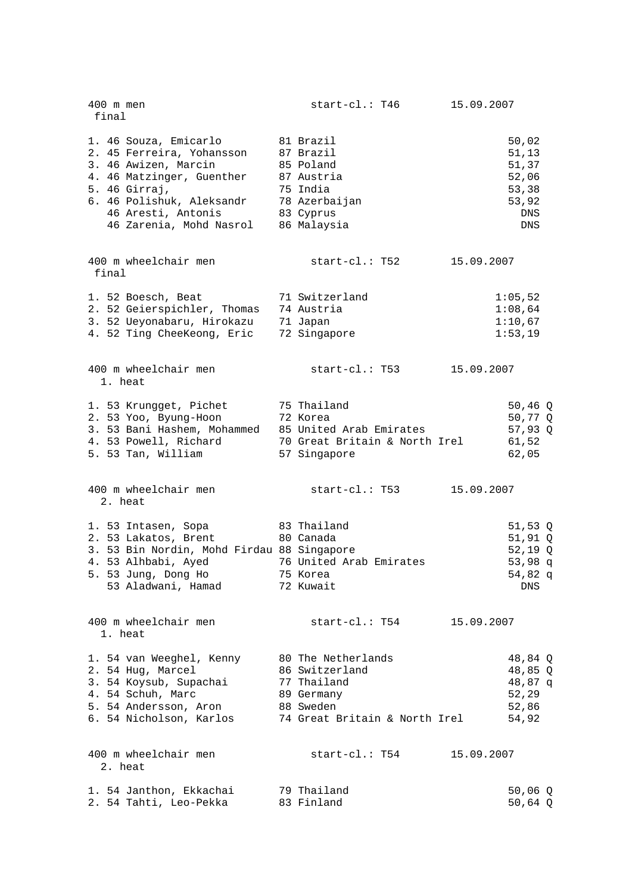400 m men start-cl.: T46 15.09.2007
final

| Place | Class | Name | YOB | Country | Result |
|---|---|---|---|---|---|
| 1. | 46 | Souza, Emicarlo | 81 | Brazil | 50,02 |
| 2. | 45 | Ferreira, Yohansson | 87 | Brazil | 51,13 |
| 3. | 46 | Awizen, Marcin | 85 | Poland | 51,37 |
| 4. | 46 | Matzinger, Guenther | 87 | Austria | 52,06 |
| 5. | 46 | Girraj, | 75 | India | 53,38 |
| 6. | 46 | Polishuk, Aleksandr | 78 | Azerbaijan | 53,92 |
| | 46 | Aresti, Antonis | 83 | Cyprus | DNS |
| | 46 | Zarenia, Mohd Nasrol | 86 | Malaysia | DNS |

400 m wheelchair men start-cl.: T52 15.09.2007
final

| Place | Class | Name | YOB | Country | Result |
|---|---|---|---|---|---|
| 1. | 52 | Boesch, Beat | 71 | Switzerland | 1:05,52 |
| 2. | 52 | Geierspichler, Thomas | 74 | Austria | 1:08,64 |
| 3. | 52 | Ueyonabaru, Hirokazu | 71 | Japan | 1:10,67 |
| 4. | 52 | Ting CheeKeong, Eric | 72 | Singapore | 1:53,19 |

400 m wheelchair men start-cl.: T53 15.09.2007
1. heat

| Place | Class | Name | YOB | Country | Result |
|---|---|---|---|---|---|
| 1. | 53 | Krungget, Pichet | 75 | Thailand | 50,46 Q |
| 2. | 53 | Yoo, Byung-Hoon | 72 | Korea | 50,77 Q |
| 3. | 53 | Bani Hashem, Mohammed | 85 | United Arab Emirates | 57,93 Q |
| 4. | 53 | Powell, Richard | 70 | Great Britain & North Irel | 61,52 |
| 5. | 53 | Tan, William | 57 | Singapore | 62,05 |

400 m wheelchair men start-cl.: T53 15.09.2007
2. heat

| Place | Class | Name | YOB | Country | Result |
|---|---|---|---|---|---|
| 1. | 53 | Intasen, Sopa | 83 | Thailand | 51,53 Q |
| 2. | 53 | Lakatos, Brent | 80 | Canada | 51,91 Q |
| 3. | 53 | Bin Nordin, Mohd Firdau | 88 | Singapore | 52,19 Q |
| 4. | 53 | Alhbabi, Ayed | 76 | United Arab Emirates | 53,98 q |
| 5. | 53 | Jung, Dong Ho | 75 | Korea | 54,82 q |
| | 53 | Aladwani, Hamad | 72 | Kuwait | DNS |

400 m wheelchair men start-cl.: T54 15.09.2007
1. heat

| Place | Class | Name | YOB | Country | Result |
|---|---|---|---|---|---|
| 1. | 54 | van Weeghel, Kenny | 80 | The Netherlands | 48,84 Q |
| 2. | 54 | Hug, Marcel | 86 | Switzerland | 48,85 Q |
| 3. | 54 | Koysub, Supachai | 77 | Thailand | 48,87 q |
| 4. | 54 | Schuh, Marc | 89 | Germany | 52,29 |
| 5. | 54 | Andersson, Aron | 88 | Sweden | 52,86 |
| 6. | 54 | Nicholson, Karlos | 74 | Great Britain & North Irel | 54,92 |

400 m wheelchair men start-cl.: T54 15.09.2007
2. heat

| Place | Class | Name | YOB | Country | Result |
|---|---|---|---|---|---|
| 1. | 54 | Janthon, Ekkachai | 79 | Thailand | 50,06 Q |
| 2. | 54 | Tahti, Leo-Pekka | 83 | Finland | 50,64 Q |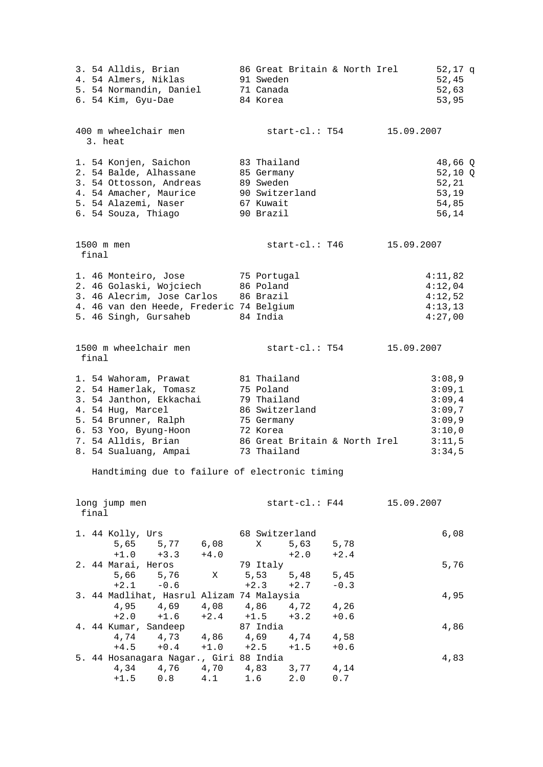| Pl. | Cl. | Name | YOB | Country | Result |
|---|---|---|---|---|---|
| 3. | 54 | Alldis, Brian | 86 | Great Britain & North Irel | 52,17 q |
| 4. | 54 | Almers, Niklas | 91 | Sweden | 52,45 |
| 5. | 54 | Normandin, Daniel | 71 | Canada | 52,63 |
| 6. | 54 | Kim, Gyu-Dae | 84 | Korea | 53,95 |

## 400 m wheelchair men — start-cl.: T54 — 15.09.2007

3. heat

| Pl. | Cl. | Name | YOB | Country | Result |
|---|---|---|---|---|---|
| 1. | 54 | Konjen, Saichon | 83 | Thailand | 48,66 Q |
| 2. | 54 | Balde, Alhassane | 85 | Germany | 52,10 Q |
| 3. | 54 | Ottosson, Andreas | 89 | Sweden | 52,21 |
| 4. | 54 | Amacher, Maurice | 90 | Switzerland | 53,19 |
| 5. | 54 | Alazemi, Naser | 67 | Kuwait | 54,85 |
| 6. | 54 | Souza, Thiago | 90 | Brazil | 56,14 |

## 1500 m men — start-cl.: T46 — 15.09.2007

final

| Pl. | Cl. | Name | YOB | Country | Result |
|---|---|---|---|---|---|
| 1. | 46 | Monteiro, Jose | 75 | Portugal | 4:11,82 |
| 2. | 46 | Golaski, Wojciech | 86 | Poland | 4:12,04 |
| 3. | 46 | Alecrim, Jose Carlos | 86 | Brazil | 4:12,52 |
| 4. | 46 | van den Heede, Frederic | 74 | Belgium | 4:13,13 |
| 5. | 46 | Singh, Gursaheb | 84 | India | 4:27,00 |

## 1500 m wheelchair men — start-cl.: T54 — 15.09.2007

final

| Pl. | Cl. | Name | YOB | Country | Result |
|---|---|---|---|---|---|
| 1. | 54 | Wahoram, Prawat | 81 | Thailand | 3:08,9 |
| 2. | 54 | Hamerlak, Tomasz | 75 | Poland | 3:09,1 |
| 3. | 54 | Janthon, Ekkachai | 79 | Thailand | 3:09,4 |
| 4. | 54 | Hug, Marcel | 86 | Switzerland | 3:09,7 |
| 5. | 54 | Brunner, Ralph | 75 | Germany | 3:09,9 |
| 6. | 53 | Yoo, Byung-Hoon | 72 | Korea | 3:10,0 |
| 7. | 54 | Alldis, Brian | 86 | Great Britain & North Irel | 3:11,5 |
| 8. | 54 | Sualuang, Ampai | 73 | Thailand | 3:34,5 |

Handtiming due to failure of electronic timing

## long jump men — start-cl.: F44 — 15.09.2007

final

| Pl. | Cl. | Name | YOB | Country | | | Result |
|---|---|---|---|---|---|---|---|
| 1. | 44 | Kolly, Urs | 68 | Switzerland | | | 6,08 |
| 5,65 | 5,77 | 6,08 | X | 5,63 | 5,78 | | |
| +1.0 | +3.3 | +4.0 | | +2.0 | +2.4 | | |
| 2. | 44 | Marai, Heros | 79 | Italy | | | 5,76 |
| 5,66 | 5,76 | X | 5,53 | 5,48 | 5,45 | | |
| +2.1 | -0.6 | | +2.3 | +2.7 | -0.3 | | |
| 3. | 44 | Madlihat, Hasrul Alizam | 74 | Malaysia | | | 4,95 |
| 4,95 | 4,69 | 4,08 | 4,86 | 4,72 | 4,26 | | |
| +2.0 | +1.6 | +2.4 | +1.5 | +3.2 | +0.6 | | |
| 4. | 44 | Kumar, Sandeep | 87 | India | | | 4,86 |
| 4,74 | 4,73 | 4,86 | 4,69 | 4,74 | 4,58 | | |
| +4.5 | +0.4 | +1.0 | +2.5 | +1.5 | +0.6 | | |
| 5. | 44 | Hosanagara Nagar., Giri | 88 | India | | | 4,83 |
| 4,34 | 4,76 | 4,70 | 4,83 | 3,77 | 4,14 | | |
| +1.5 | 0.8 | 4.1 | 1.6 | 2.0 | 0.7 | | |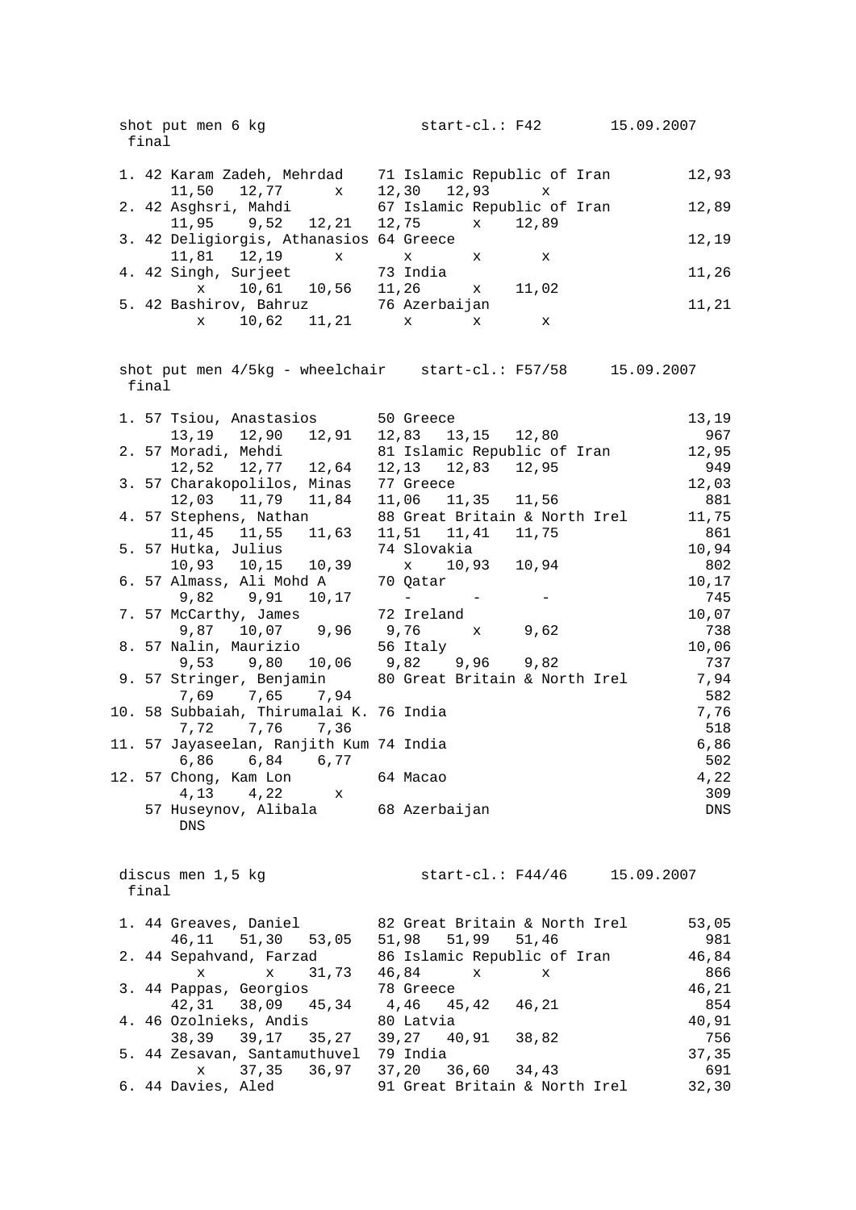shot put men 6 kg start-cl.: F42 15.09.2007
final

| Rank | Class | Name | YOB | Country | Result |
|---|---|---|---|---|---|
| 1. | 42 | Karam Zadeh, Mehrdad | 71 | Islamic Republic of Iran | 12,93 |
| | | 11,50 12,77 x 12,30 12,93 x | | | |
| 2. | 42 | Asghsri, Mahdi | 67 | Islamic Republic of Iran | 12,89 |
| | | 11,95 9,52 12,21 12,75 x 12,89 | | | |
| 3. | 42 | Deligiorgis, Athanasios | 64 | Greece | 12,19 |
| | | 11,81 12,19 x x x x | | | |
| 4. | 42 | Singh, Surjeet | 73 | India | 11,26 |
| | | x 10,61 10,56 11,26 x 11,02 | | | |
| 5. | 42 | Bashirov, Bahruz | 76 | Azerbaijan | 11,21 |
| | | x 10,62 11,21 x x x | | | |

shot put men 4/5kg - wheelchair start-cl.: F57/58 15.09.2007
final

| Rank | Class | Name | YOB | Country | Result | Points |
|---|---|---|---|---|---|---|
| 1. | 57 | Tsiou, Anastasios | 50 | Greece | 13,19 | 967 |
| | | 13,19 12,90 12,91 12,83 13,15 12,80 | | | | |
| 2. | 57 | Moradi, Mehdi | 81 | Islamic Republic of Iran | 12,95 | 949 |
| | | 12,52 12,77 12,64 12,13 12,83 12,95 | | | | |
| 3. | 57 | Charakopolilos, Minas | 77 | Greece | 12,03 | 881 |
| | | 12,03 11,79 11,84 11,06 11,35 11,56 | | | | |
| 4. | 57 | Stephens, Nathan | 88 | Great Britain & North Irel | 11,75 | 861 |
| | | 11,45 11,55 11,63 11,51 11,41 11,75 | | | | |
| 5. | 57 | Hutka, Julius | 74 | Slovakia | 10,94 | 802 |
| | | 10,93 10,15 10,39 x 10,93 10,94 | | | | |
| 6. | 57 | Almass, Ali Mohd A | 70 | Qatar | 10,17 | 745 |
| | | 9,82 9,91 10,17 - - - | | | | |
| 7. | 57 | McCarthy, James | 72 | Ireland | 10,07 | 738 |
| | | 9,87 10,07 9,96 9,76 x 9,62 | | | | |
| 8. | 57 | Nalin, Maurizio | 56 | Italy | 10,06 | 737 |
| | | 9,53 9,80 10,06 9,82 9,96 9,82 | | | | |
| 9. | 57 | Stringer, Benjamin | 80 | Great Britain & North Irel | 7,94 | 582 |
| | | 7,69 7,65 7,94 | | | | |
| 10. | 58 | Subbaiah, Thirumalai K. | 76 | India | 7,76 | 518 |
| | | 7,72 7,76 7,36 | | | | |
| 11. | 57 | Jayaseelan, Ranjith Kum | 74 | India | 6,86 | 502 |
| | | 6,86 6,84 6,77 | | | | |
| 12. | 57 | Chong, Kam Lon | 64 | Macao | 4,22 | 309 |
| | | 4,13 4,22 x | | | | |
| | 57 | Huseynov, Alibala | 68 | Azerbaijan | DNS | |
| | | DNS | | | | |

discus men 1,5 kg start-cl.: F44/46 15.09.2007
final

| Rank | Class | Name | YOB | Country | Result | Points |
|---|---|---|---|---|---|---|
| 1. | 44 | Greaves, Daniel | 82 | Great Britain & North Irel | 53,05 | 981 |
| | | 46,11 51,30 53,05 51,98 51,99 51,46 | | | | |
| 2. | 44 | Sepahvand, Farzad | 86 | Islamic Republic of Iran | 46,84 | 866 |
| | | x x 31,73 46,84 x x | | | | |
| 3. | 44 | Pappas, Georgios | 78 | Greece | 46,21 | 854 |
| | | 42,31 38,09 45,34 4,46 45,42 46,21 | | | | |
| 4. | 46 | Ozolnieks, Andis | 80 | Latvia | 40,91 | 756 |
| | | 38,39 39,17 35,27 39,27 40,91 38,82 | | | | |
| 5. | 44 | Zesavan, Santamuthuvel | 79 | India | 37,35 | 691 |
| | | x 37,35 36,97 37,20 36,60 34,43 | | | | |
| 6. | 44 | Davies, Aled | 91 | Great Britain & North Irel | 32,30 | |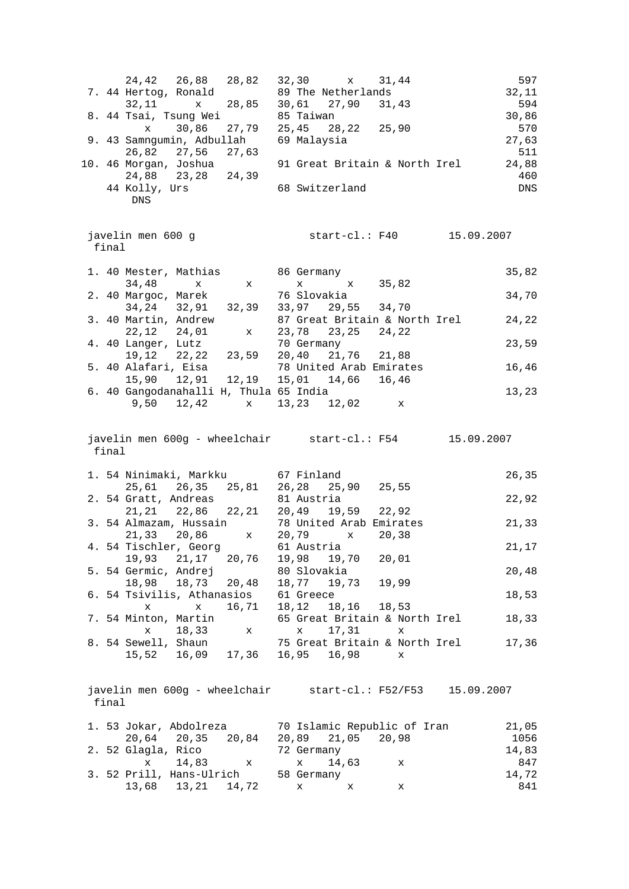```
      24,42   26,88   28,82   32,30      x    31,44                 597
 7. 44 Hertog, Ronald          89 The Netherlands                  32,11
      32,11      x    28,85   30,61   27,90   31,43                 594
 8. 44 Tsai, Tsung Wei         85 Taiwan                           30,86
         x    30,86   27,79   25,45   28,22   25,90                 570
 9. 43 Samngumin, Adbullah     69 Malaysia                         27,63
      26,82   27,56   27,63                                         511
10. 46 Morgan, Joshua          91 Great Britain & North Irel       24,88
      24,88   23,28   24,39                                         460
    44 Kolly, Urs              68 Switzerland                        DNS
       DNS
```

```
 javelin men 600 g                 start-cl.: F40       15.09.2007
  final

 1. 40 Mester, Mathias         86 Germany                          35,82
      34,48      x       x       x       x    35,82
 2. 40 Margoc, Marek           76 Slovakia                         34,70
      34,24   32,91   32,39   33,97   29,55   34,70
 3. 40 Martin, Andrew          87 Great Britain & North Irel       24,22
      22,12   24,01      x    23,78   23,25   24,22
 4. 40 Langer, Lutz            70 Germany                          23,59
      19,12   22,22   23,59   20,40   21,76   21,88
 5. 40 Alafari, Eisa           78 United Arab Emirates             16,46
      15,90   12,91   12,19   15,01   14,66   16,46
 6. 40 Gangodanahalli H, Thula 65 India                            13,23
       9,50   12,42      x    13,23   12,02      x
```

```
 javelin men 600g - wheelchair      start-cl.: F54       15.09.2007
  final

 1. 54 Ninimaki, Markku        67 Finland                          26,35
      25,61   26,35   25,81   26,28   25,90   25,55
 2. 54 Gratt, Andreas          81 Austria                          22,92
      21,21   22,86   22,21   20,49   19,59   22,92
 3. 54 Almazam, Hussain        78 United Arab Emirates             21,33
      21,33   20,86      x    20,79      x    20,38
 4. 54 Tischler, Georg         61 Austria                          21,17
      19,93   21,17   20,76   19,98   19,70   20,01
 5. 54 Germic, Andrej          80 Slovakia                         20,48
      18,98   18,73   20,48   18,77   19,73   19,99
 6. 54 Tsivilis, Athanasios    61 Greece                           18,53
         x       x    16,71   18,12   18,16   18,53
 7. 54 Minton, Martin          65 Great Britain & North Irel       18,33
         x    18,33      x       x    17,31      x
 8. 54 Sewell, Shaun           75 Great Britain & North Irel       17,36
      15,52   16,09   17,36   16,95   16,98      x
```

```
 javelin men 600g - wheelchair      start-cl.: F52/F53    15.09.2007
  final

 1. 53 Jokar, Abdolreza        70 Islamic Republic of Iran         21,05
      20,64   20,35   20,84   20,89   21,05   20,98                1056
 2. 52 Glagla, Rico            72 Germany                          14,83
         x    14,83      x       x    14,63      x                  847
 3. 52 Prill, Hans-Ulrich      58 Germany                          14,72
      13,68   13,21   14,72      x       x       x                  841
```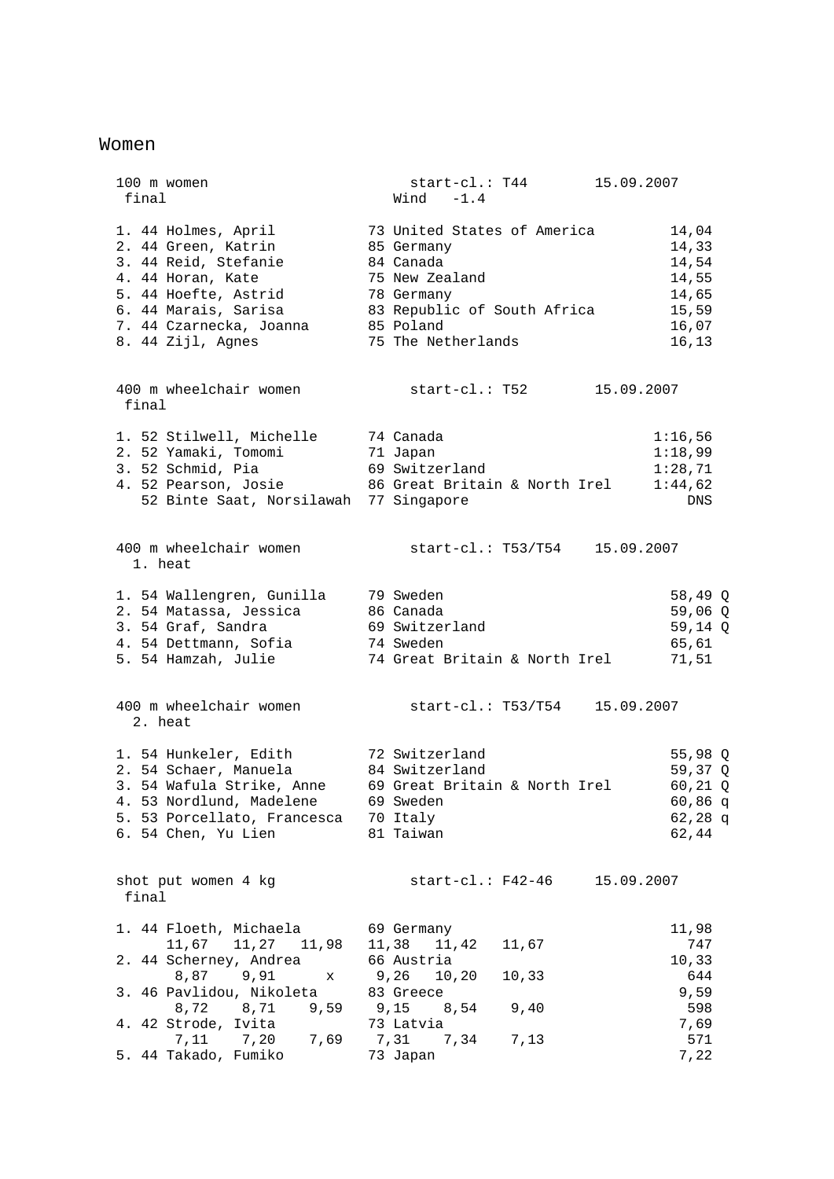# Women

## 100 m women — start-cl.: T44 — 15.09.2007

final — Wind -1.4

| Rank | Class | Name | YOB | Country | Result |
|---|---|---|---|---|---|
| 1. | 44 | Holmes, April | 73 | United States of America | 14,04 |
| 2. | 44 | Green, Katrin | 85 | Germany | 14,33 |
| 3. | 44 | Reid, Stefanie | 84 | Canada | 14,54 |
| 4. | 44 | Horan, Kate | 75 | New Zealand | 14,55 |
| 5. | 44 | Hoefte, Astrid | 78 | Germany | 14,65 |
| 6. | 44 | Marais, Sarisa | 83 | Republic of South Africa | 15,59 |
| 7. | 44 | Czarnecka, Joanna | 85 | Poland | 16,07 |
| 8. | 44 | Zijl, Agnes | 75 | The Netherlands | 16,13 |

## 400 m wheelchair women — start-cl.: T52 — 15.09.2007

final

| Rank | Class | Name | YOB | Country | Result |
|---|---|---|---|---|---|
| 1. | 52 | Stilwell, Michelle | 74 | Canada | 1:16,56 |
| 2. | 52 | Yamaki, Tomomi | 71 | Japan | 1:18,99 |
| 3. | 52 | Schmid, Pia | 69 | Switzerland | 1:28,71 |
| 4. | 52 | Pearson, Josie | 86 | Great Britain & North Irel | 1:44,62 |
| | 52 | Binte Saat, Norsilawah | 77 | Singapore | DNS |

## 400 m wheelchair women — start-cl.: T53/T54 — 15.09.2007

1. heat

| Rank | Class | Name | YOB | Country | Result |
|---|---|---|---|---|---|
| 1. | 54 | Wallengren, Gunilla | 79 | Sweden | 58,49 Q |
| 2. | 54 | Matassa, Jessica | 86 | Canada | 59,06 Q |
| 3. | 54 | Graf, Sandra | 69 | Switzerland | 59,14 Q |
| 4. | 54 | Dettmann, Sofia | 74 | Sweden | 65,61 |
| 5. | 54 | Hamzah, Julie | 74 | Great Britain & North Irel | 71,51 |

## 400 m wheelchair women — start-cl.: T53/T54 — 15.09.2007

2. heat

| Rank | Class | Name | YOB | Country | Result |
|---|---|---|---|---|---|
| 1. | 54 | Hunkeler, Edith | 72 | Switzerland | 55,98 Q |
| 2. | 54 | Schaer, Manuela | 84 | Switzerland | 59,37 Q |
| 3. | 54 | Wafula Strike, Anne | 69 | Great Britain & North Irel | 60,21 Q |
| 4. | 53 | Nordlund, Madelene | 69 | Sweden | 60,86 q |
| 5. | 53 | Porcellato, Francesca | 70 | Italy | 62,28 q |
| 6. | 54 | Chen, Yu Lien | 81 | Taiwan | 62,44 |

## shot put women 4 kg — start-cl.: F42-46 — 15.09.2007

final

| Rank | Class | Name | YOB | Country | Result |
|---|---|---|---|---|---|
| 1. | 44 | Floeth, Michaela | 69 | Germany | 11,98 |
| | | 11,67 11,27 11,98 | | 11,38 11,42 11,67 | 747 |
| 2. | 44 | Scherney, Andrea | 66 | Austria | 10,33 |
| | | 8,87 9,91 x | | 9,26 10,20 10,33 | 644 |
| 3. | 46 | Pavlidou, Nikoleta | 83 | Greece | 9,59 |
| | | 8,72 8,71 9,59 | | 9,15 8,54 9,40 | 598 |
| 4. | 42 | Strode, Ivita | 73 | Latvia | 7,69 |
| | | 7,11 7,20 7,69 | | 7,31 7,34 7,13 | 571 |
| 5. | 44 | Takado, Fumiko | 73 | Japan | 7,22 |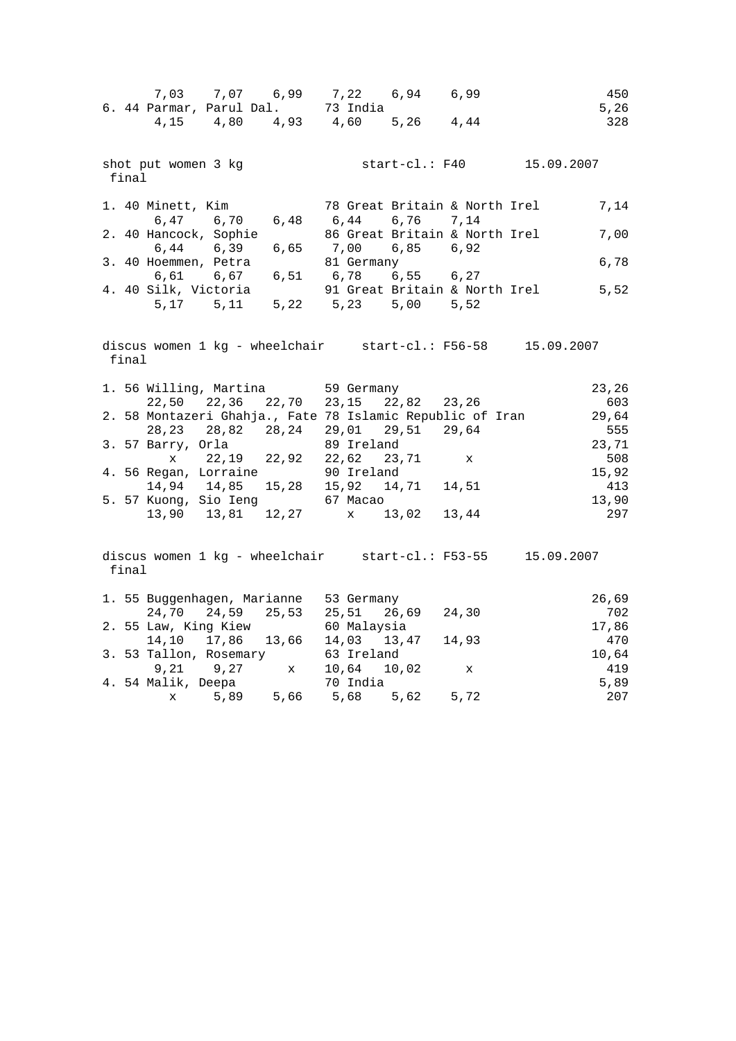```
      7,03    7,07    6,99    7,22    6,94    6,99                    450
6. 44 Parmar, Parul Dal.      73 India                                5,26
      4,15    4,80    4,93    4,60    5,26    4,44                    328


shot put women 3 kg               start-cl.: F40       15.09.2007
 final

1. 40 Minett, Kim             78 Great Britain & North Irel        7,14
      6,47    6,70    6,48    6,44    6,76    7,14
2. 40 Hancock, Sophie         86 Great Britain & North Irel        7,00
      6,44    6,39    6,65    7,00    6,85    6,92
3. 40 Hoemmen, Petra          81 Germany                           6,78
      6,61    6,67    6,51    6,78    6,55    6,27
4. 40 Silk, Victoria          91 Great Britain & North Irel        5,52
      5,17    5,11    5,22    5,23    5,00    5,52


discus women 1 kg - wheelchair     start-cl.: F56-58     15.09.2007
 final

1. 56 Willing, Martina        59 Germany                              23,26
     22,50   22,36   22,70   23,15   22,82   23,26                    603
2. 58 Montazeri Ghahja., Fate 78 Islamic Republic of Iran          29,64
     28,23   28,82   28,24   29,01   29,51   29,64                    555
3. 57 Barry, Orla             89 Ireland                              23,71
         x   22,19   22,92   22,62   23,71       x                    508
4. 56 Regan, Lorraine         90 Ireland                              15,92
     14,94   14,85   15,28   15,92   14,71   14,51                    413
5. 57 Kuong, Sio Ieng         67 Macao                                13,90
     13,90   13,81   12,27       x   13,02   13,44                    297


discus women 1 kg - wheelchair     start-cl.: F53-55     15.09.2007
 final

1. 55 Buggenhagen, Marianne   53 Germany                              26,69
     24,70   24,59   25,53   25,51   26,69   24,30                    702
2. 55 Law, King Kiew          60 Malaysia                             17,86
     14,10   17,86   13,66   14,03   13,47   14,93                    470
3. 53 Tallon, Rosemary        63 Ireland                              10,64
      9,21    9,27       x   10,64   10,02       x                    419
4. 54 Malik, Deepa            70 India                                 5,89
         x    5,89    5,66    5,68    5,62    5,72                    207
```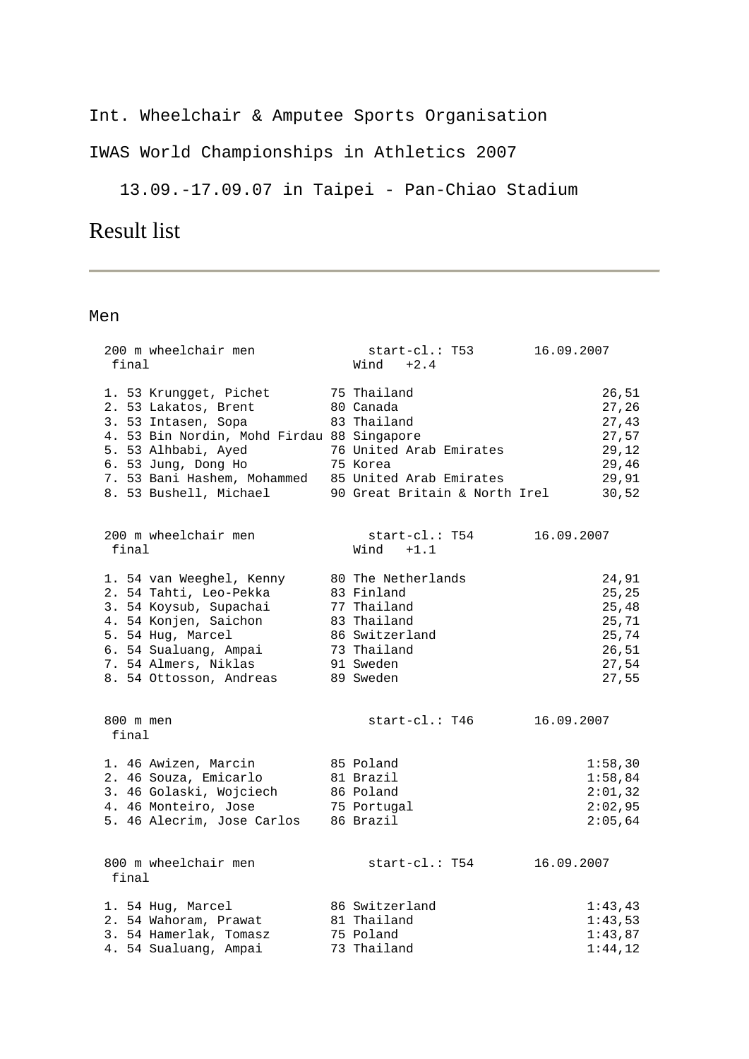Int. Wheelchair & Amputee Sports Organisation

IWAS World Championships in Athletics 2007

13.09.-17.09.07 in Taipei - Pan-Chiao Stadium

# Result list

---

## Men

```
200 m wheelchair men              start-cl.: T53       16.09.2007
 final                          Wind   +2.4

1. 53 Krungget, Pichet        75 Thailand                      26,51
2. 53 Lakatos, Brent          80 Canada                        27,26
3. 53 Intasen, Sopa           83 Thailand                      27,43
4. 53 Bin Nordin, Mohd Firdau 88 Singapore                     27,57
5. 53 Alhbabi, Ayed           76 United Arab Emirates          29,12
6. 53 Jung, Dong Ho           75 Korea                         29,46
7. 53 Bani Hashem, Mohammed   85 United Arab Emirates          29,91
8. 53 Bushell, Michael        90 Great Britain & North Irel    30,52


200 m wheelchair men              start-cl.: T54       16.09.2007
 final                          Wind   +1.1

1. 54 van Weeghel, Kenny      80 The Netherlands               24,91
2. 54 Tahti, Leo-Pekka        83 Finland                       25,25
3. 54 Koysub, Supachai        77 Thailand                      25,48
4. 54 Konjen, Saichon         83 Thailand                      25,71
5. 54 Hug, Marcel             86 Switzerland                   25,74
6. 54 Sualuang, Ampai         73 Thailand                      26,51
7. 54 Almers, Niklas          91 Sweden                        27,54
8. 54 Ottosson, Andreas       89 Sweden                        27,55


800 m men                         start-cl.: T46       16.09.2007
 final

1. 46 Awizen, Marcin          85 Poland                      1:58,30
2. 46 Souza, Emicarlo         81 Brazil                      1:58,84
3. 46 Golaski, Wojciech       86 Poland                      2:01,32
4. 46 Monteiro, Jose          75 Portugal                    2:02,95
5. 46 Alecrim, Jose Carlos    86 Brazil                      2:05,64


800 m wheelchair men              start-cl.: T54       16.09.2007
 final

1. 54 Hug, Marcel             86 Switzerland                 1:43,43
2. 54 Wahoram, Prawat         81 Thailand                    1:43,53
3. 54 Hamerlak, Tomasz        75 Poland                      1:43,87
4. 54 Sualuang, Ampai         73 Thailand                    1:44,12
```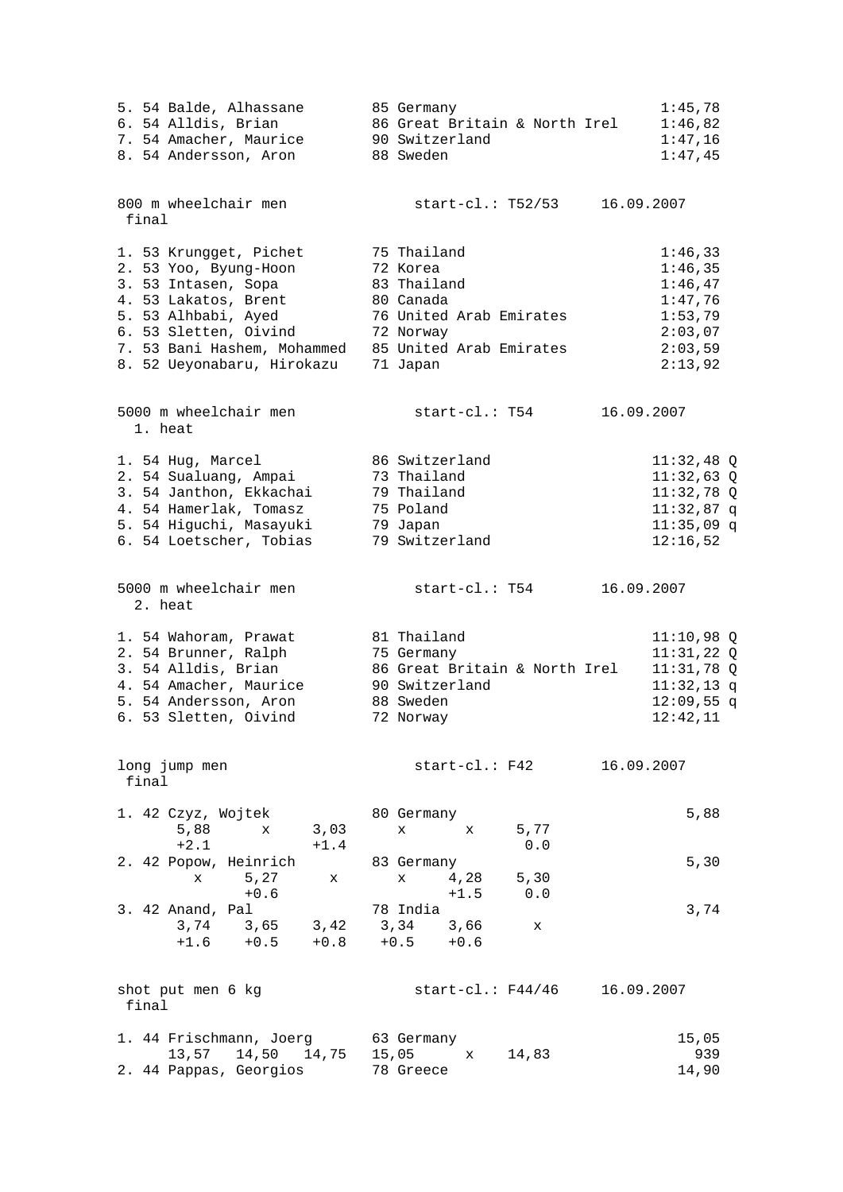```
5. 54 Balde, Alhassane        85 Germany                         1:45,78
6. 54 Alldis, Brian           86 Great Britain & North Irel      1:46,82
7. 54 Amacher, Maurice        90 Switzerland                     1:47,16
8. 54 Andersson, Aron         88 Sweden                          1:47,45


800 m wheelchair men              start-cl.: T52/53     16.09.2007
 final

1. 53 Krungget, Pichet        75 Thailand                        1:46,33
2. 53 Yoo, Byung-Hoon         72 Korea                           1:46,35
3. 53 Intasen, Sopa           83 Thailand                        1:46,47
4. 53 Lakatos, Brent          80 Canada                          1:47,76
5. 53 Alhbabi, Ayed           76 United Arab Emirates            1:53,79
6. 53 Sletten, Oivind         72 Norway                          2:03,07
7. 53 Bani Hashem, Mohammed   85 United Arab Emirates            2:03,59
8. 52 Ueyonabaru, Hirokazu    71 Japan                           2:13,92


5000 m wheelchair men             start-cl.: T54        16.09.2007
  1. heat

1. 54 Hug, Marcel             86 Switzerland                    11:32,48 Q
2. 54 Sualuang, Ampai         73 Thailand                       11:32,63 Q
3. 54 Janthon, Ekkachai       79 Thailand                       11:32,78 Q
4. 54 Hamerlak, Tomasz        75 Poland                         11:32,87 q
5. 54 Higuchi, Masayuki       79 Japan                          11:35,09 q
6. 54 Loetscher, Tobias       79 Switzerland                    12:16,52


5000 m wheelchair men             start-cl.: T54        16.09.2007
  2. heat

1. 54 Wahoram, Prawat         81 Thailand                       11:10,98 Q
2. 54 Brunner, Ralph          75 Germany                        11:31,22 Q
3. 54 Alldis, Brian           86 Great Britain & North Irel     11:31,78 Q
4. 54 Amacher, Maurice        90 Switzerland                    11:32,13 q
5. 54 Andersson, Aron         88 Sweden                         12:09,55 q
6. 53 Sletten, Oivind         72 Norway                         12:42,11


long jump men                     start-cl.: F42        16.09.2007
 final

1. 42 Czyz, Wojtek            80 Germany                            5,88
      5,88     x     3,03     x      x     5,77
      +2.1           +1.4                   0.0
2. 42 Popow, Heinrich         83 Germany                            5,30
         x    5,27     x      x     4,28    5,30
              +0.6                  +1.5     0.0
3. 42 Anand, Pal              78 India                              3,74
      3,74    3,65    3,42   3,34   3,66      x
      +1.6    +0.5    +0.8   +0.5   +0.6


shot put men 6 kg                 start-cl.: F44/46     16.09.2007
 final

1. 44 Frischmann, Joerg       63 Germany                           15,05
     13,57  14,50  14,75   15,05     x    14,83                      939
2. 44 Pappas, Georgios        78 Greece                            14,90
```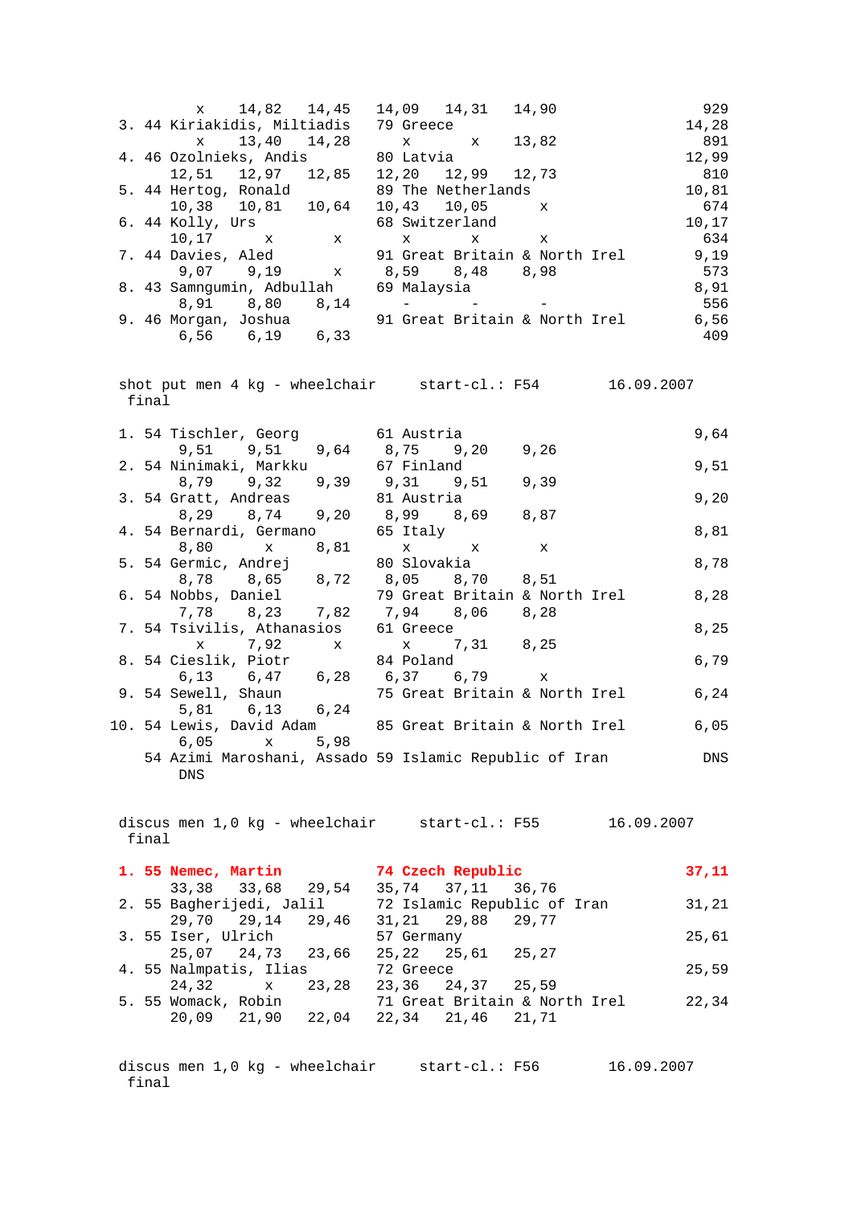```
          x    14,82   14,45   14,09   14,31   14,90                       929
 3. 44 Kiriakidis, Miltiadis   79 Greece                                 14,28
          x    13,40   14,28     x       x     13,82                       891
 4. 46 Ozolnieks, Andis        80 Latvia                                 12,99
        12,51   12,97   12,85   12,20   12,99   12,73                      810
 5. 44 Hertog, Ronald          89 The Netherlands                        10,81
        10,38   10,81   10,64   10,43   10,05     x                        674
 6. 44 Kolly, Urs              68 Switzerland                            10,17
        10,17     x       x       x       x       x                        634
 7. 44 Davies, Aled            91 Great Britain & North Irel              9,19
         9,07    9,19     x      8,59    8,48    8,98                      573
 8. 43 Samngumin, Adbullah     69 Malaysia                                8,91
         8,91    8,80    8,14     -       -       -                        556
 9. 46 Morgan, Joshua          91 Great Britain & North Irel              6,56
         6,56    6,19    6,33                                              409
```

shot put men 4 kg - wheelchair     start-cl.: F54       16.09.2007
final

```
 1. 54 Tischler, Georg         61 Austria                                 9,64
         9,51    9,51    9,64    8,75    9,20    9,26
 2. 54 Ninimaki, Markku        67 Finland                                 9,51
         8,79    9,32    9,39    9,31    9,51    9,39
 3. 54 Gratt, Andreas          81 Austria                                 9,20
         8,29    8,74    9,20    8,99    8,69    8,87
 4. 54 Bernardi, Germano       65 Italy                                   8,81
         8,80     x      8,81     x       x       x
 5. 54 Germic, Andrej          80 Slovakia                                8,78
         8,78    8,65    8,72    8,05    8,70    8,51
 6. 54 Nobbs, Daniel           79 Great Britain & North Irel              8,28
         7,78    8,23    7,82    7,94    8,06    8,28
 7. 54 Tsivilis, Athanasios    61 Greece                                  8,25
          x      7,92     x       x      7,31    8,25
 8. 54 Cieslik, Piotr          84 Poland                                  6,79
         6,13    6,47    6,28    6,37    6,79     x
 9. 54 Sewell, Shaun           75 Great Britain & North Irel              6,24
         5,81    6,13    6,24
10. 54 Lewis, David Adam       85 Great Britain & North Irel              6,05
         6,05     x      5,98
    54 Azimi Maroshani, Assado 59 Islamic Republic of Iran                 DNS
         DNS
```

discus men 1,0 kg - wheelchair     start-cl.: F55       16.09.2007
final

```
 1. 55 Nemec, Martin           74 Czech Republic                         37,11
        33,38   33,68   29,54   35,74   37,11   36,76
 2. 55 Bagherijedi, Jalil      72 Islamic Republic of Iran               31,21
        29,70   29,14   29,46   31,21   29,88   29,77
 3. 55 Iser, Ulrich            57 Germany                                25,61
        25,07   24,73   23,66   25,22   25,61   25,27
 4. 55 Nalmpatis, Ilias        72 Greece                                 25,59
        24,32     x     23,28   23,36   24,37   25,59
 5. 55 Womack, Robin           71 Great Britain & North Irel             22,34
        20,09   21,90   22,04   22,34   21,46   21,71
```

discus men 1,0 kg - wheelchair     start-cl.: F56       16.09.2007
final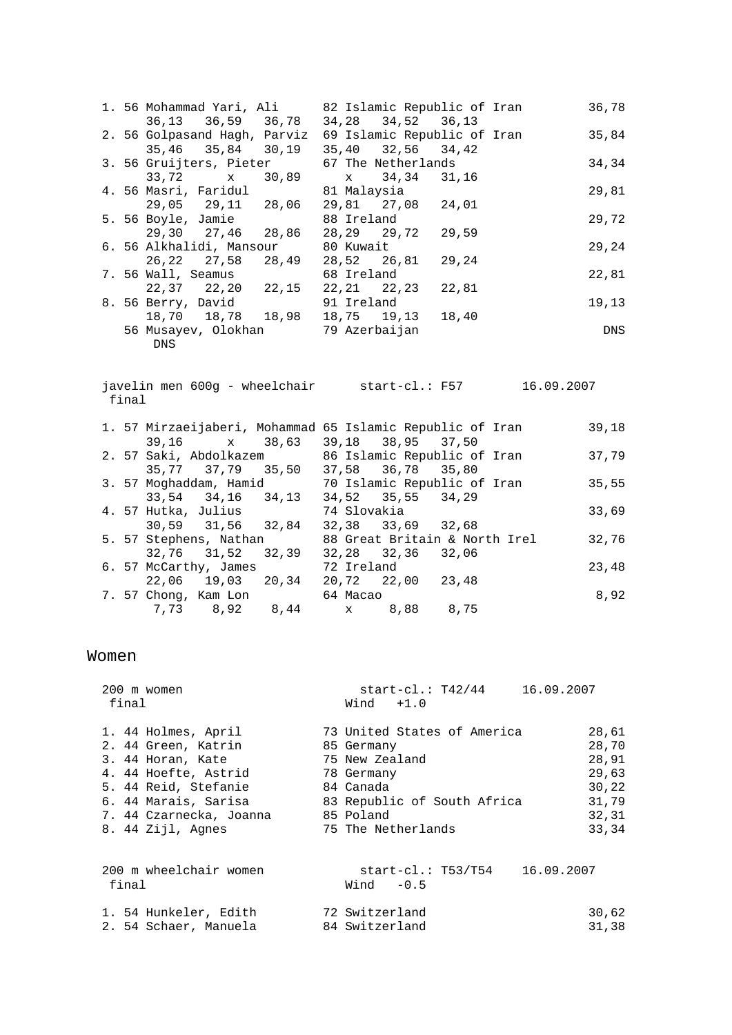```
1. 56 Mohammad Yari, Ali      82 Islamic Republic of Iran        36,78
       36,13   36,59   36,78   34,28   34,52   36,13
2. 56 Golpasand Hagh, Parviz  69 Islamic Republic of Iran        35,84
       35,46   35,84   30,19   35,40   32,56   34,42
3. 56 Gruijters, Pieter       67 The Netherlands                 34,34
       33,72       x   30,89       x   34,34   31,16
4. 56 Masri, Faridul          81 Malaysia                        29,81
       29,05   29,11   28,06   29,81   27,08   24,01
5. 56 Boyle, Jamie            88 Ireland                         29,72
       29,30   27,46   28,86   28,29   29,72   29,59
6. 56 Alkhalidi, Mansour      80 Kuwait                          29,24
       26,22   27,58   28,49   28,52   26,81   29,24
7. 56 Wall, Seamus            68 Ireland                         22,81
       22,37   22,20   22,15   22,21   22,23   22,81
8. 56 Berry, David            91 Ireland                         19,13
       18,70   18,78   18,98   18,75   19,13   18,40
   56 Musayev, Olokhan        79 Azerbaijan                        DNS
        DNS
```

```
javelin men 600g - wheelchair      start-cl.: F57       16.09.2007
 final

1. 57 Mirzaeijaberi, Mohammad 65 Islamic Republic of Iran        39,18
       39,16       x   38,63   39,18   38,95   37,50
2. 57 Saki, Abdolkazem        86 Islamic Republic of Iran        37,79
       35,77   37,79   35,50   37,58   36,78   35,80
3. 57 Moghaddam, Hamid        70 Islamic Republic of Iran        35,55
       33,54   34,16   34,13   34,52   35,55   34,29
4. 57 Hutka, Julius           74 Slovakia                        33,69
       30,59   31,56   32,84   32,38   33,69   32,68
5. 57 Stephens, Nathan        88 Great Britain & North Irel      32,76
       32,76   31,52   32,39   32,28   32,36   32,06
6. 57 McCarthy, James         72 Ireland                         23,48
       22,06   19,03   20,34   20,72   22,00   23,48
7. 57 Chong, Kam Lon          64 Macao                            8,92
        7,73    8,92    8,44       x    8,88    8,75
```

## Women

```
200 m women                           start-cl.: T42/44     16.09.2007
 final                              Wind   +1.0

1. 44 Holmes, April           73 United States of America        28,61
2. 44 Green, Katrin           85 Germany                         28,70
3. 44 Horan, Kate             75 New Zealand                     28,91
4. 44 Hoefte, Astrid          78 Germany                         29,63
5. 44 Reid, Stefanie          84 Canada                          30,22
6. 44 Marais, Sarisa          83 Republic of South Africa        31,79
7. 44 Czarnecka, Joanna       85 Poland                          32,31
8. 44 Zijl, Agnes             75 The Netherlands                 33,34
```

```
200 m wheelchair women                start-cl.: T53/T54    16.09.2007
 final                              Wind   -0.5

1. 54 Hunkeler, Edith         72 Switzerland                     30,62
2. 54 Schaer, Manuela         84 Switzerland                     31,38
```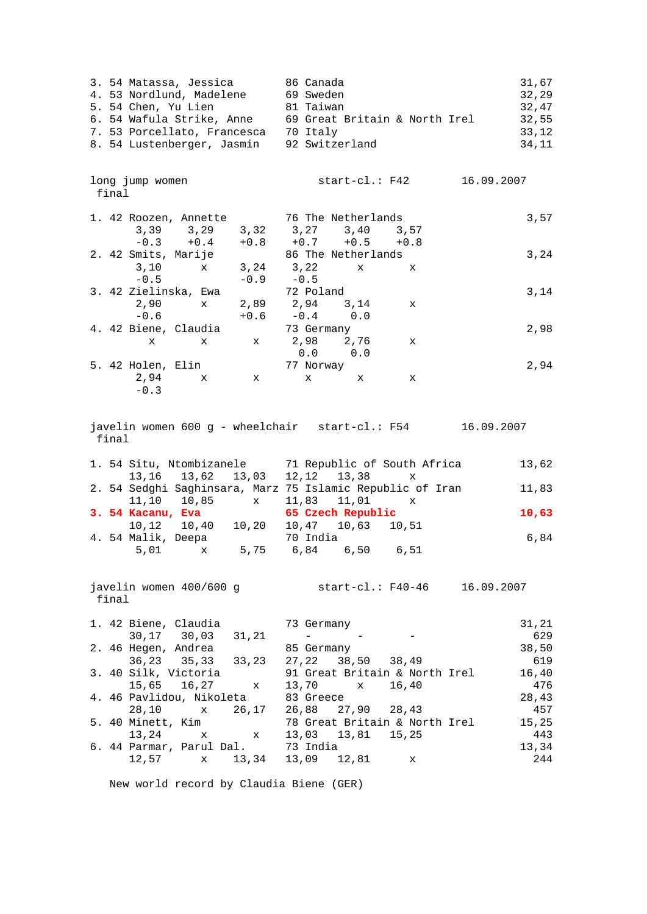```
3. 54 Matassa, Jessica        86 Canada                             31,67
4. 53 Nordlund, Madelene      69 Sweden                             32,29
5. 54 Chen, Yu Lien           81 Taiwan                             32,47
6. 54 Wafula Strike, Anne     69 Great Britain & North Irel         32,55
7. 53 Porcellato, Francesca   70 Italy                              33,12
8. 54 Lustenberger, Jasmin    92 Switzerland                        34,11
```

```
long jump women                  start-cl.: F42       16.09.2007
 final

1. 42 Roozen, Annette         76 The Netherlands                     3,57
       3,39    3,29    3,32    3,27    3,40    3,57
       -0.3    +0.4    +0.8    +0.7    +0.5    +0.8
2. 42 Smits, Marije           86 The Netherlands                     3,24
       3,10      x     3,24    3,22      x       x
       -0.5           -0.9    -0.5
3. 42 Zielinska, Ewa          72 Poland                              3,14
       2,90      x     2,89    2,94    3,14      x
       -0.6           +0.6    -0.4     0.0
4. 42 Biene, Claudia          73 Germany                             2,98
         x       x       x     2,98    2,76      x
                               0.0     0.0
5. 42 Holen, Elin             77 Norway                              2,94
       2,94      x       x       x       x       x
       -0.3
```

```
javelin women 600 g - wheelchair   start-cl.: F54       16.09.2007
 final

1. 54 Situ, Ntombizanele      71 Republic of South Africa           13,62
      13,16   13,62   13,03   12,12   13,38      x
2. 54 Sedghi Saghinsara, Marz 75 Islamic Republic of Iran           11,83
      11,10   10,85      x    11,83   11,01      x
```
**3. 54 Kacanu, Eva — 65 Czech Republic — 10,63**
```
      10,12   10,40   10,20   10,47   10,63   10,51
4. 54 Malik, Deepa            70 India                               6,84
       5,01      x     5,75    6,84    6,50    6,51
```

```
javelin women 400/600 g            start-cl.: F40-46    16.09.2007
 final

1. 42 Biene, Claudia          73 Germany                            31,21
      30,17   30,03   31,21     -       -       -                     629
2. 46 Hegen, Andrea           85 Germany                            38,50
      36,23   35,33   33,23   27,22   38,50   38,49                   619
3. 40 Silk, Victoria          91 Great Britain & North Irel         16,40
      15,65   16,27      x    13,70      x    16,40                   476
4. 46 Pavlidou, Nikoleta      83 Greece                             28,43
      28,10      x    26,17   26,88   27,90   28,43                   457
5. 40 Minett, Kim             78 Great Britain & North Irel         15,25
      13,24      x       x    13,03   13,81   15,25                   443
6. 44 Parmar, Parul Dal.      73 India                              13,34
      12,57      x    13,34   13,09   12,81      x                    244

   New world record by Claudia Biene (GER)
```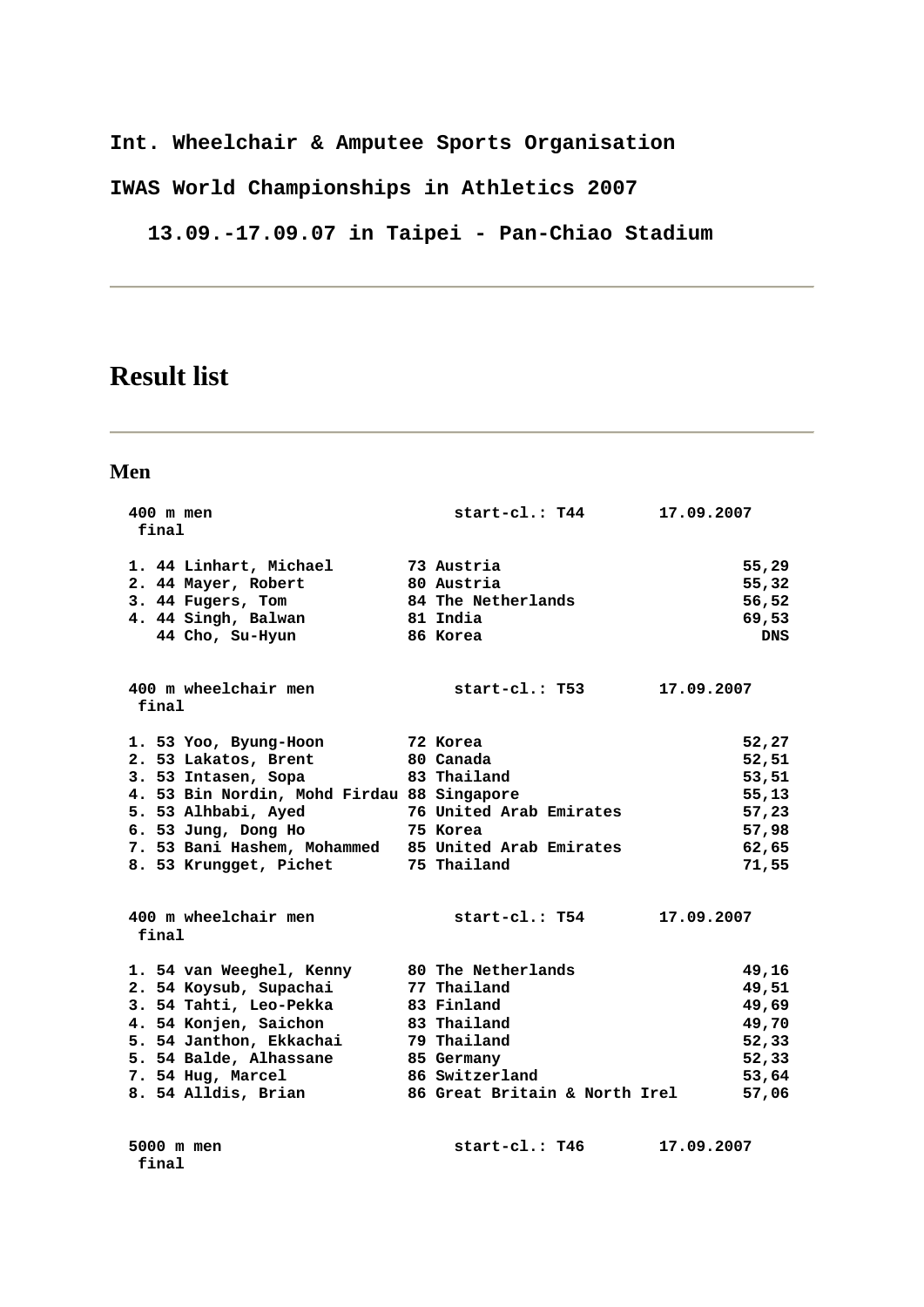**Int. Wheelchair & Amputee Sports Organisation**

**IWAS World Championships in Athletics 2007**

**13.09.-17.09.07 in Taipei - Pan-Chiao Stadium**

---

# Result list

---

## Men

```
400 m men                        start-cl.: T44       17.09.2007
 final

1. 44 Linhart, Michael        73 Austria                      55,29
2. 44 Mayer, Robert           80 Austria                      55,32
3. 44 Fugers, Tom             84 The Netherlands              56,52
4. 44 Singh, Balwan           81 India                        69,53
   44 Cho, Su-Hyun            86 Korea                          DNS


400 m wheelchair men             start-cl.: T53       17.09.2007
 final

1. 53 Yoo, Byung-Hoon         72 Korea                        52,27
2. 53 Lakatos, Brent          80 Canada                       52,51
3. 53 Intasen, Sopa           83 Thailand                     53,51
4. 53 Bin Nordin, Mohd Firdau 88 Singapore                    55,13
5. 53 Alhbabi, Ayed           76 United Arab Emirates         57,23
6. 53 Jung, Dong Ho           75 Korea                        57,98
7. 53 Bani Hashem, Mohammed   85 United Arab Emirates         62,65
8. 53 Krungget, Pichet        75 Thailand                     71,55


400 m wheelchair men             start-cl.: T54       17.09.2007
 final

1. 54 van Weeghel, Kenny      80 The Netherlands              49,16
2. 54 Koysub, Supachai        77 Thailand                     49,51
3. 54 Tahti, Leo-Pekka        83 Finland                      49,69
4. 54 Konjen, Saichon         83 Thailand                     49,70
5. 54 Janthon, Ekkachai       79 Thailand                     52,33
5. 54 Balde, Alhassane        85 Germany                      52,33
7. 54 Hug, Marcel             86 Switzerland                  53,64
8. 54 Alldis, Brian           86 Great Britain & North Irel   57,06


5000 m men                       start-cl.: T46       17.09.2007
 final
```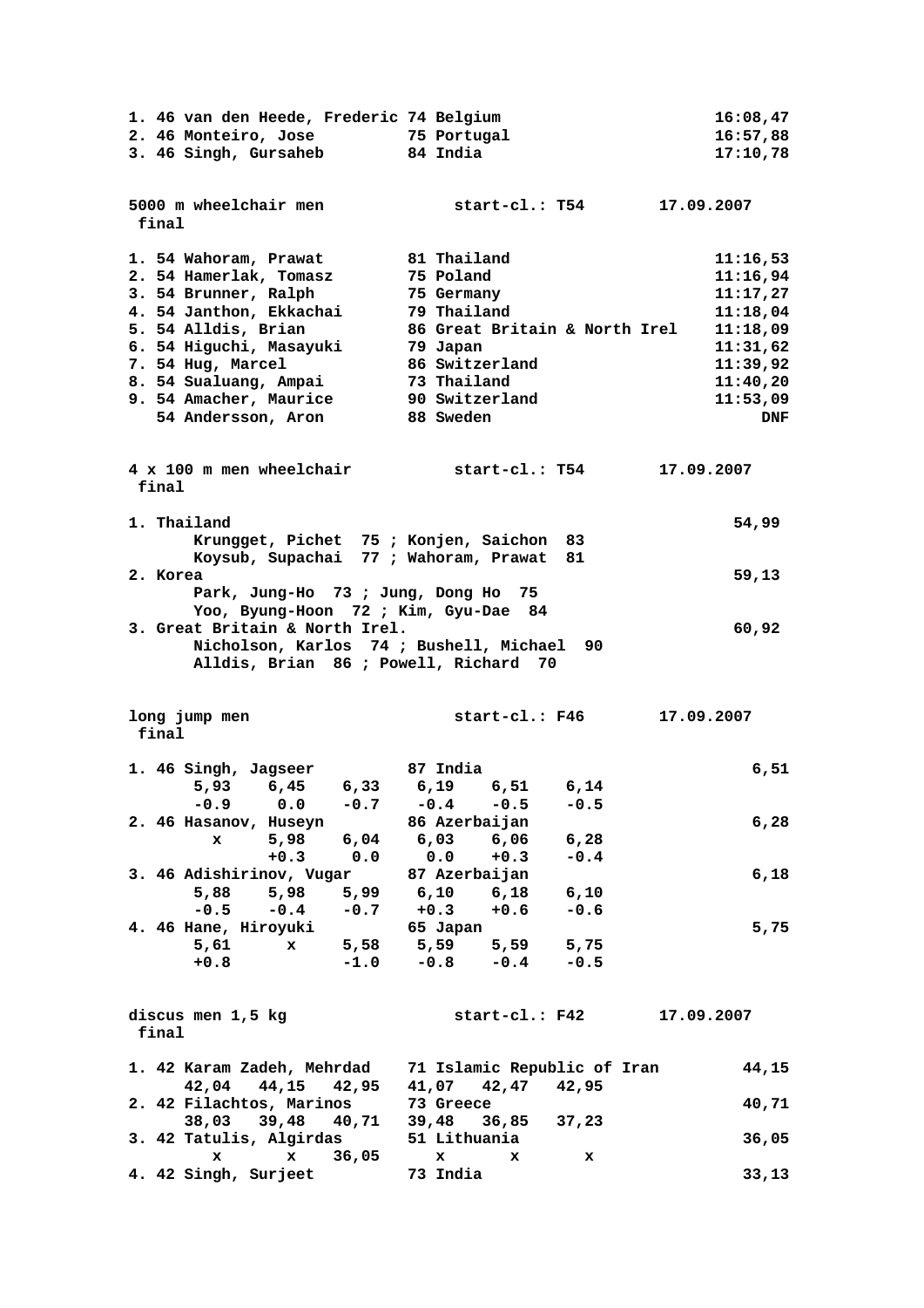```
1. 46 van den Heede, Frederic 74 Belgium                        16:08,47
2. 46 Monteiro, Jose          75 Portugal                       16:57,88
3. 46 Singh, Gursaheb         84 India                          17:10,78
```

**5000 m wheelchair men** start-cl.: T54 17.09.2007
final

```
1. 54 Wahoram, Prawat         81 Thailand                       11:16,53
2. 54 Hamerlak, Tomasz        75 Poland                         11:16,94
3. 54 Brunner, Ralph          75 Germany                        11:17,27
4. 54 Janthon, Ekkachai       79 Thailand                       11:18,04
5. 54 Alldis, Brian           86 Great Britain & North Irel     11:18,09
6. 54 Higuchi, Masayuki       79 Japan                          11:31,62
7. 54 Hug, Marcel             86 Switzerland                    11:39,92
8. 54 Sualuang, Ampai         73 Thailand                       11:40,20
9. 54 Amacher, Maurice        90 Switzerland                    11:53,09
   54 Andersson, Aron         88 Sweden                              DNF
```

**4 x 100 m men wheelchair** start-cl.: T54 17.09.2007
final

```
1. Thailand                                                        54,99
      Krungget, Pichet  75 ; Konjen, Saichon  83
      Koysub, Supachai  77 ; Wahoram, Prawat  81
2. Korea                                                           59,13
      Park, Jung-Ho  73 ; Jung, Dong Ho  75
      Yoo, Byung-Hoon  72 ; Kim, Gyu-Dae  84
3. Great Britain & North Irel.                                     60,92
      Nicholson, Karlos  74 ; Bushell, Michael  90
      Alldis, Brian  86 ; Powell, Richard  70
```

**long jump men** start-cl.: F46 17.09.2007
final

```
1. 46 Singh, Jagseer          87 India                              6,51
      5,93    6,45    6,33    6,19    6,51    6,14
      -0.9     0.0    -0.7    -0.4    -0.5    -0.5
2. 46 Hasanov, Huseyn         86 Azerbaijan                         6,28
         x    5,98    6,04    6,03    6,06    6,28
              +0.3     0.0     0.0    +0.3    -0.4
3. 46 Adishirinov, Vugar      87 Azerbaijan                         6,18
      5,88    5,98    5,99    6,10    6,18    6,10
      -0.5    -0.4    -0.7    +0.3    +0.6    -0.6
4. 46 Hane, Hiroyuki          65 Japan                              5,75
      5,61       x    5,58    5,59    5,59    5,75
      +0.8            -1.0    -0.8    -0.4    -0.5
```

**discus men 1,5 kg** start-cl.: F42 17.09.2007
final

```
1. 42 Karam Zadeh, Mehrdad    71 Islamic Republic of Iran          44,15
     42,04   44,15   42,95   41,07   42,47   42,95
2. 42 Filachtos, Marinos      73 Greece                            40,71
     38,03   39,48   40,71   39,48   36,85   37,23
3. 42 Tatulis, Algirdas       51 Lithuania                         36,05
         x       x   36,05       x       x       x
4. 42 Singh, Surjeet          73 India                             33,13
```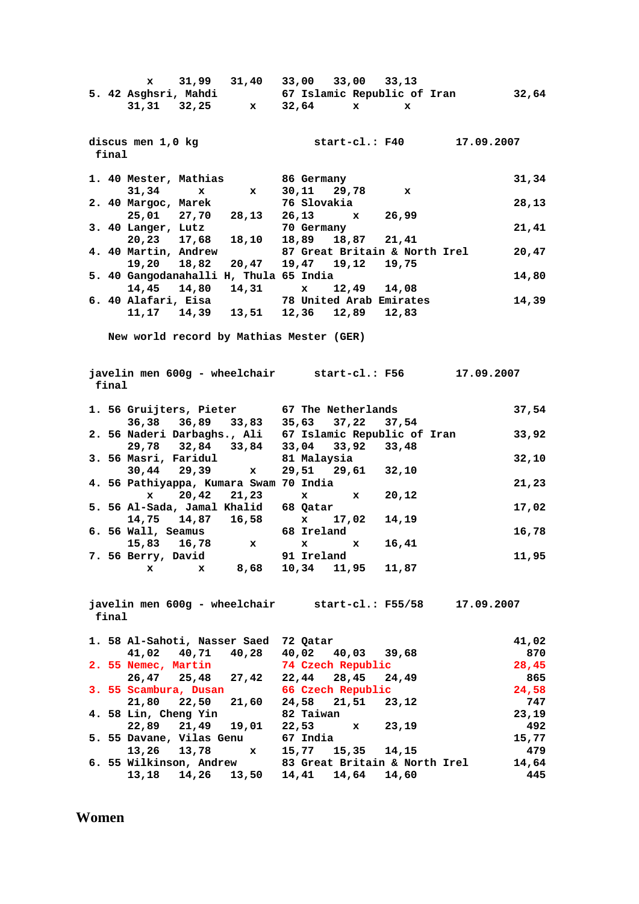```
         x    31,99   31,40   33,00   33,00   33,13
5. 42 Asghsri, Mahdi          67 Islamic Republic of Iran         32,64
      31,31   32,25     x     32,64     x       x
```

```
discus men 1,0 kg                start-cl.: F40       17.09.2007
 final

1. 40 Mester, Mathias         86 Germany                          31,34
      31,34     x       x     30,11   29,78     x
2. 40 Margoc, Marek           76 Slovakia                         28,13
      25,01   27,70   28,13   26,13     x     26,99
3. 40 Langer, Lutz            70 Germany                          21,41
      20,23   17,68   18,10   18,89   18,87   21,41
4. 40 Martin, Andrew          87 Great Britain & North Irel       20,47
      19,20   18,82   20,47   19,47   19,12   19,75
5. 40 Gangodanahalli H, Thula 65 India                            14,80
      14,45   14,80   14,31     x     12,49   14,08
6. 40 Alafari, Eisa           78 United Arab Emirates             14,39
      11,17   14,39   13,51   12,36   12,89   12,83

   New world record by Mathias Mester (GER)
```

```
javelin men 600g - wheelchair     start-cl.: F56       17.09.2007
 final

1. 56 Gruijters, Pieter       67 The Netherlands                  37,54
      36,38   36,89   33,83   35,63   37,22   37,54
2. 56 Naderi Darbaghs., Ali   67 Islamic Republic of Iran         33,92
      29,78   32,84   33,84   33,04   33,92   33,48
3. 56 Masri, Faridul          81 Malaysia                         32,10
      30,44   29,39     x     29,51   29,61   32,10
4. 56 Pathiyappa, Kumara Swam 70 India                            21,23
        x     20,42   21,23     x       x     20,12
5. 56 Al-Sada, Jamal Khalid   68 Qatar                            17,02
      14,75   14,87   16,58     x     17,02   14,19
6. 56 Wall, Seamus            68 Ireland                          16,78
      15,83   16,78     x       x       x     16,41
7. 56 Berry, David            91 Ireland                          11,95
        x       x      8,68   10,34   11,95   11,87
```

```
javelin men 600g - wheelchair     start-cl.: F55/58    17.09.2007
 final

1. 58 Al-Sahoti, Nasser Saed  72 Qatar                            41,02
      41,02   40,71   40,28   40,02   40,03   39,68                870
2. 55 Nemec, Martin           74 Czech Republic                   28,45
      26,47   25,48   27,42   22,44   28,45   24,49                865
3. 55 Scambura, Dusan         66 Czech Republic                   24,58
      21,80   22,50   21,60   24,58   21,51   23,12                747
4. 58 Lin, Cheng Yin          82 Taiwan                           23,19
      22,89   21,49   19,01   22,53     x     23,19                492
5. 55 Davane, Vilas Genu      67 India                            15,77
      13,26   13,78     x     15,77   15,35   14,15                479
6. 55 Wilkinson, Andrew       83 Great Britain & North Irel       14,64
      13,18   14,26   13,50   14,41   14,64   14,60                445
```

## Women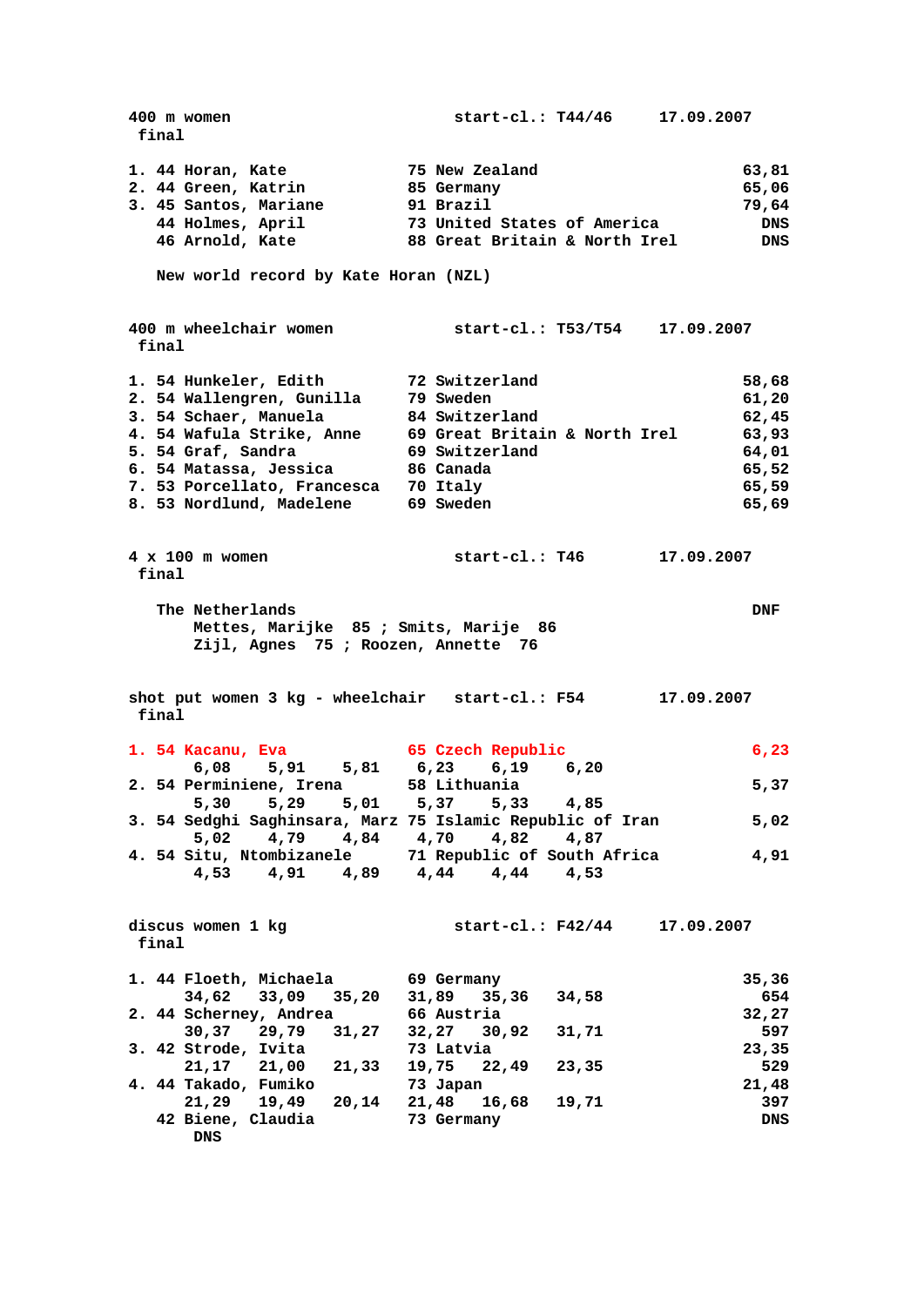## 400 m women — start-cl.: T44/46 — 17.09.2007

final

| Rank | Class | Name | YOB | Country | Result |
|---|---|---|---|---|---|
| 1. | 44 | Horan, Kate | 75 | New Zealand | 63,81 |
| 2. | 44 | Green, Katrin | 85 | Germany | 65,06 |
| 3. | 45 | Santos, Mariane | 91 | Brazil | 79,64 |
| | 44 | Holmes, April | 73 | United States of America | DNS |
| | 46 | Arnold, Kate | 88 | Great Britain & North Irel | DNS |

New world record by Kate Horan (NZL)

## 400 m wheelchair women — start-cl.: T53/T54 — 17.09.2007

final

| Rank | Class | Name | YOB | Country | Result |
|---|---|---|---|---|---|
| 1. | 54 | Hunkeler, Edith | 72 | Switzerland | 58,68 |
| 2. | 54 | Wallengren, Gunilla | 79 | Sweden | 61,20 |
| 3. | 54 | Schaer, Manuela | 84 | Switzerland | 62,45 |
| 4. | 54 | Wafula Strike, Anne | 69 | Great Britain & North Irel | 63,93 |
| 5. | 54 | Graf, Sandra | 69 | Switzerland | 64,01 |
| 6. | 54 | Matassa, Jessica | 86 | Canada | 65,52 |
| 7. | 53 | Porcellato, Francesca | 70 | Italy | 65,59 |
| 8. | 53 | Nordlund, Madelene | 69 | Sweden | 65,69 |

## 4 x 100 m women — start-cl.: T46 — 17.09.2007

final

The Netherlands — DNF

Mettes, Marijke 85 ; Smits, Marije 86
Zijl, Agnes 75 ; Roozen, Annette 76

## shot put women 3 kg - wheelchair — start-cl.: F54 — 17.09.2007

final

| Rank | Class | Name | YOB | Country | Result |
|---|---|---|---|---|---|
| 1. | 54 | Kacanu, Eva | 65 | Czech Republic | 6,23 |
| | | 6,08 5,91 5,81 6,23 6,19 6,20 | | | |
| 2. | 54 | Perminiene, Irena | 58 | Lithuania | 5,37 |
| | | 5,30 5,29 5,01 5,37 5,33 4,85 | | | |
| 3. | 54 | Sedghi Saghinsara, Marz | 75 | Islamic Republic of Iran | 5,02 |
| | | 5,02 4,79 4,84 4,70 4,82 4,87 | | | |
| 4. | 54 | Situ, Ntombizanele | 71 | Republic of South Africa | 4,91 |
| | | 4,53 4,91 4,89 4,44 4,44 4,53 | | | |

## discus women 1 kg — start-cl.: F42/44 — 17.09.2007

final

| Rank | Class | Name | YOB | Country | Result |
|---|---|---|---|---|---|
| 1. | 44 | Floeth, Michaela | 69 | Germany | 35,36 |
| | | 34,62 33,09 35,20 31,89 35,36 34,58 | | | 654 |
| 2. | 44 | Scherney, Andrea | 66 | Austria | 32,27 |
| | | 30,37 29,79 31,27 32,27 30,92 31,71 | | | 597 |
| 3. | 42 | Strode, Ivita | 73 | Latvia | 23,35 |
| | | 21,17 21,00 21,33 19,75 22,49 23,35 | | | 529 |
| 4. | 44 | Takado, Fumiko | 73 | Japan | 21,48 |
| | | 21,29 19,49 20,14 21,48 16,68 19,71 | | | 397 |
| | 42 | Biene, Claudia | 73 | Germany | DNS |
| | | DNS | | | |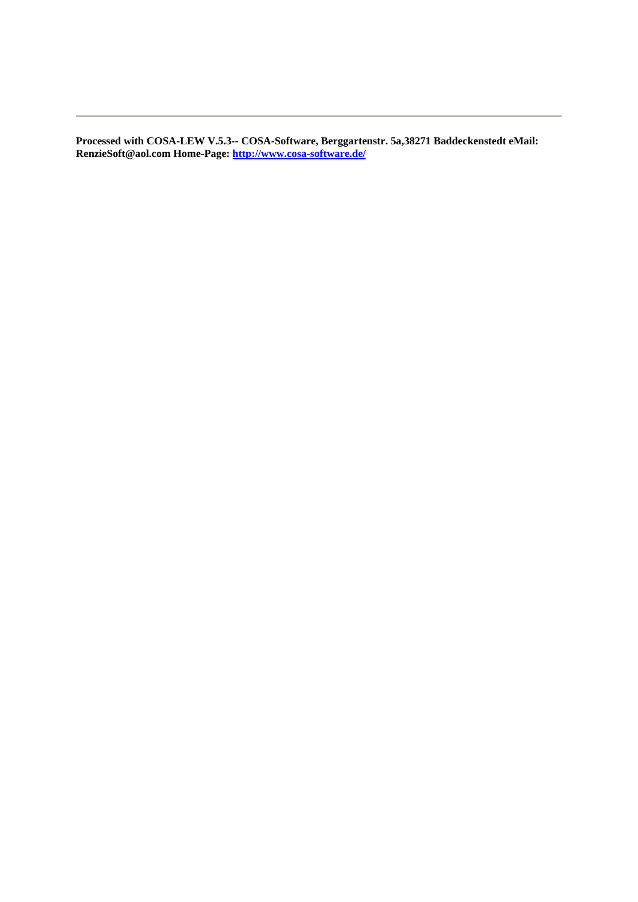---

**Processed with COSA-LEW V.5.3-- COSA-Software, Berggartenstr. 5a,38271 Baddeckenstedt eMail: RenzieSoft@aol.com Home-Page: [http://www.cosa-software.de/](http://www.cosa-software.de/)**